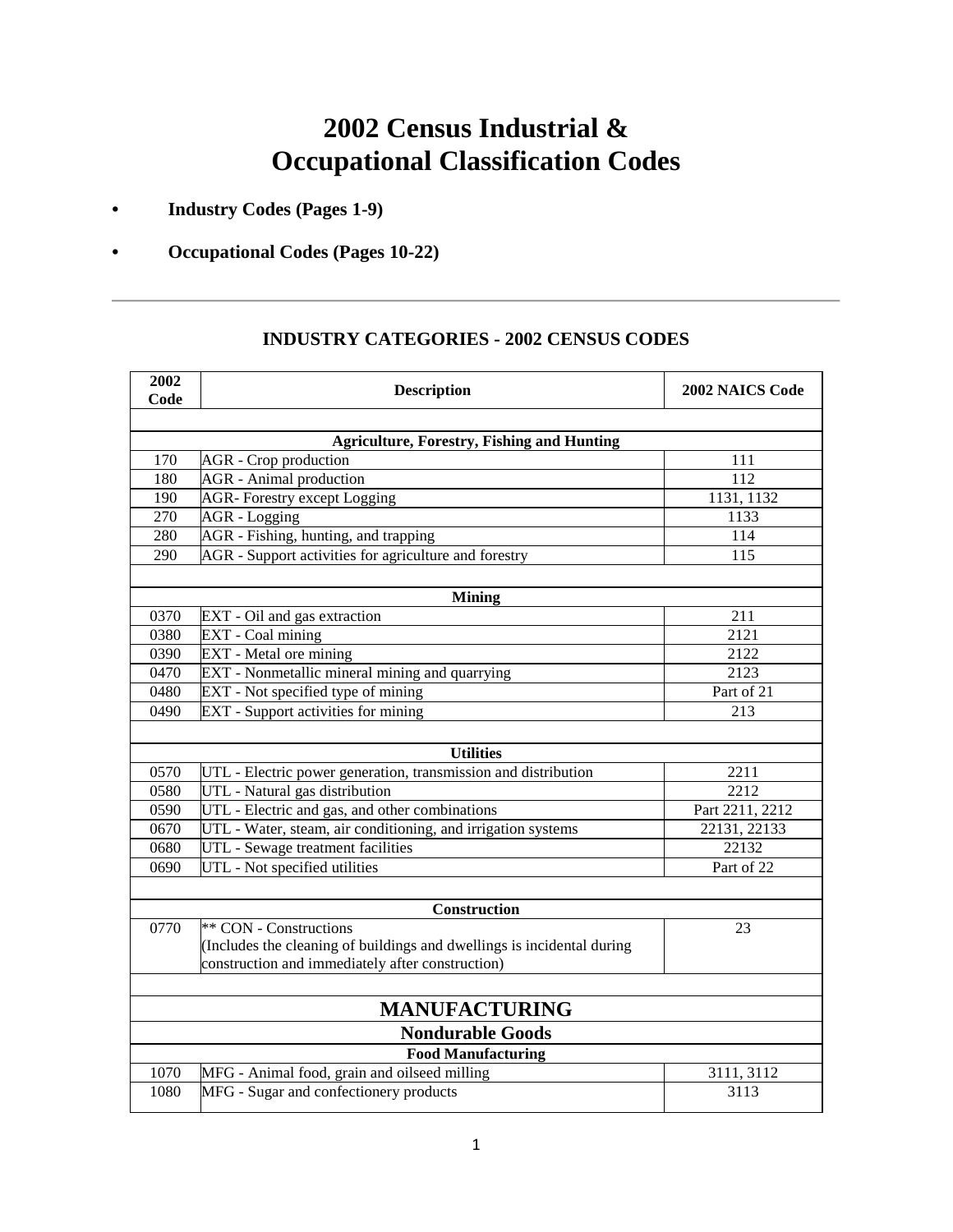# 2002 Census Industrial & Occupational Classification Codes

- **Industry Codes (Pages 1-9)**
- **Occupational Codes (Pages 10-22)**

---

## INDUSTRY CATEGORIES - 2002 CENSUS CODES

| 2002 Code | Description | 2002 NAICS Code |
|---|---|---|
| | | |
| | **Agriculture, Forestry, Fishing and Hunting** | |
| 170 | AGR - Crop production | 111 |
| 180 | AGR - Animal production | 112 |
| 190 | AGR- Forestry except Logging | 1131, 1132 |
| 270 | AGR - Logging | 1133 |
| 280 | AGR - Fishing, hunting, and trapping | 114 |
| 290 | AGR - Support activities for agriculture and forestry | 115 |
| | | |
| | **Mining** | |
| 0370 | EXT - Oil and gas extraction | 211 |
| 0380 | EXT - Coal mining | 2121 |
| 0390 | EXT - Metal ore mining | 2122 |
| 0470 | EXT - Nonmetallic mineral mining and quarrying | 2123 |
| 0480 | EXT - Not specified type of mining | Part of 21 |
| 0490 | EXT - Support activities for mining | 213 |
| | | |
| | **Utilities** | |
| 0570 | UTL - Electric power generation, transmission and distribution | 2211 |
| 0580 | UTL - Natural gas distribution | 2212 |
| 0590 | UTL - Electric and gas, and other combinations | Part 2211, 2212 |
| 0670 | UTL - Water, steam, air conditioning, and irrigation systems | 22131, 22133 |
| 0680 | UTL - Sewage treatment facilities | 22132 |
| 0690 | UTL - Not specified utilities | Part of 22 |
| | | |
| | **Construction** | |
| 0770 | ** CON - Constructions (Includes the cleaning of buildings and dwellings is incidental during construction and immediately after construction) | 23 |
| | | |
| | **MANUFACTURING** | |
| | **Nondurable Goods** | |
| | **Food Manufacturing** | |
| 1070 | MFG - Animal food, grain and oilseed milling | 3111, 3112 |
| 1080 | MFG - Sugar and confectionery products | 3113 |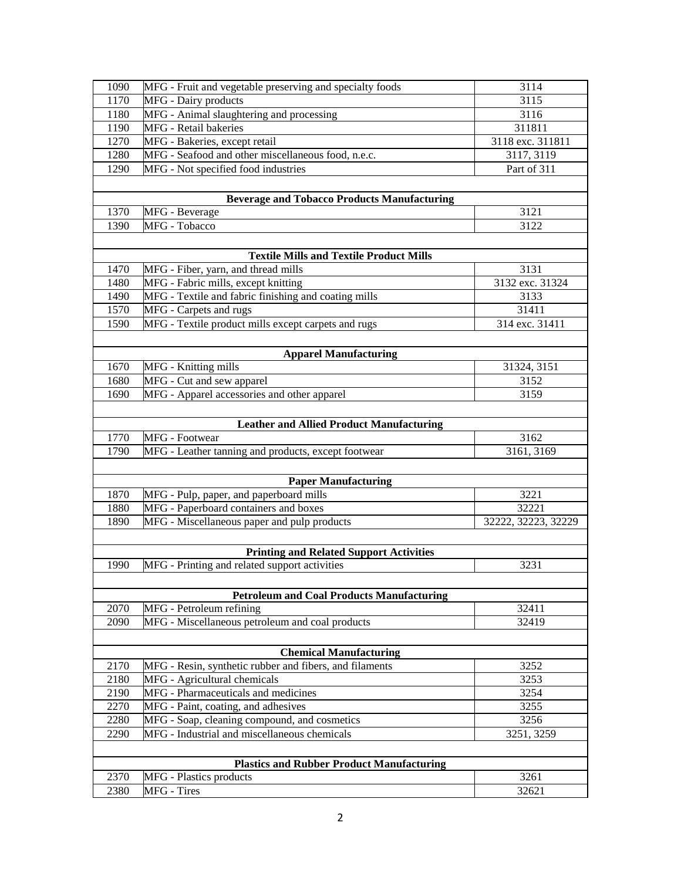| | | |
|---|---|---|
| 1090 | MFG - Fruit and vegetable preserving and specialty foods | 3114 |
| 1170 | MFG - Dairy products | 3115 |
| 1180 | MFG - Animal slaughtering and processing | 3116 |
| 1190 | MFG - Retail bakeries | 311811 |
| 1270 | MFG - Bakeries, except retail | 3118 exc. 311811 |
| 1280 | MFG - Seafood and other miscellaneous food, n.e.c. | 3117, 3119 |
| 1290 | MFG - Not specified food industries | Part of 311 |
| | | |
| | **Beverage and Tobacco Products Manufacturing** | |
| 1370 | MFG - Beverage | 3121 |
| 1390 | MFG - Tobacco | 3122 |
| | | |
| | **Textile Mills and Textile Product Mills** | |
| 1470 | MFG - Fiber, yarn, and thread mills | 3131 |
| 1480 | MFG - Fabric mills, except knitting | 3132 exc. 31324 |
| 1490 | MFG - Textile and fabric finishing and coating mills | 3133 |
| 1570 | MFG - Carpets and rugs | 31411 |
| 1590 | MFG - Textile product mills except carpets and rugs | 314 exc. 31411 |
| | | |
| | **Apparel Manufacturing** | |
| 1670 | MFG - Knitting mills | 31324, 3151 |
| 1680 | MFG - Cut and sew apparel | 3152 |
| 1690 | MFG - Apparel accessories and other apparel | 3159 |
| | | |
| | **Leather and Allied Product Manufacturing** | |
| 1770 | MFG - Footwear | 3162 |
| 1790 | MFG - Leather tanning and products, except footwear | 3161, 3169 |
| | | |
| | **Paper Manufacturing** | |
| 1870 | MFG - Pulp, paper, and paperboard mills | 3221 |
| 1880 | MFG - Paperboard containers and boxes | 32221 |
| 1890 | MFG - Miscellaneous paper and pulp products | 32222, 32223, 32229 |
| | | |
| | **Printing and Related Support Activities** | |
| 1990 | MFG - Printing and related support activities | 3231 |
| | | |
| | **Petroleum and Coal Products Manufacturing** | |
| 2070 | MFG - Petroleum refining | 32411 |
| 2090 | MFG - Miscellaneous petroleum and coal products | 32419 |
| | | |
| | **Chemical Manufacturing** | |
| 2170 | MFG - Resin, synthetic rubber and fibers, and filaments | 3252 |
| 2180 | MFG - Agricultural chemicals | 3253 |
| 2190 | MFG - Pharmaceuticals and medicines | 3254 |
| 2270 | MFG - Paint, coating, and adhesives | 3255 |
| 2280 | MFG - Soap, cleaning compound, and cosmetics | 3256 |
| 2290 | MFG - Industrial and miscellaneous chemicals | 3251, 3259 |
| | | |
| | **Plastics and Rubber Product Manufacturing** | |
| 2370 | MFG - Plastics products | 3261 |
| 2380 | MFG - Tires | 32621 |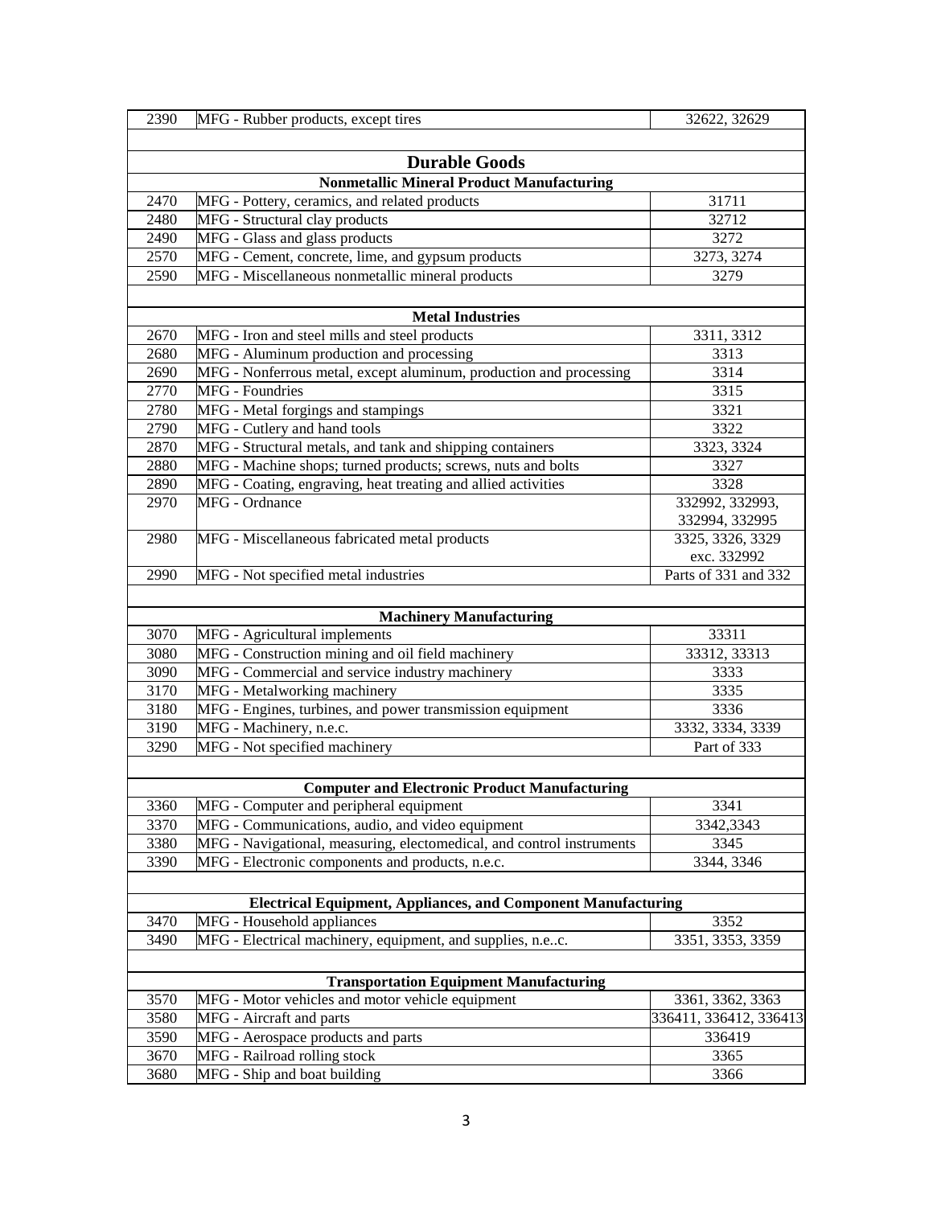| | | |
|---|---|---|
| 2390 | MFG - Rubber products, except tires | 32622, 32629 |
| | | |
| **Durable Goods** | | |
| **Nonmetallic Mineral Product Manufacturing** | | |
| 2470 | MFG - Pottery, ceramics, and related products | 31711 |
| 2480 | MFG - Structural clay products | 32712 |
| 2490 | MFG - Glass and glass products | 3272 |
| 2570 | MFG - Cement, concrete, lime, and gypsum products | 3273, 3274 |
| 2590 | MFG - Miscellaneous nonmetallic mineral products | 3279 |
| | | |
| **Metal Industries** | | |
| 2670 | MFG - Iron and steel mills and steel products | 3311, 3312 |
| 2680 | MFG - Aluminum production and processing | 3313 |
| 2690 | MFG - Nonferrous metal, except aluminum, production and processing | 3314 |
| 2770 | MFG - Foundries | 3315 |
| 2780 | MFG - Metal forgings and stampings | 3321 |
| 2790 | MFG - Cutlery and hand tools | 3322 |
| 2870 | MFG - Structural metals, and tank and shipping containers | 3323, 3324 |
| 2880 | MFG - Machine shops; turned products; screws, nuts and bolts | 3327 |
| 2890 | MFG - Coating, engraving, heat treating and allied activities | 3328 |
| 2970 | MFG - Ordnance | 332992, 332993, 332994, 332995 |
| 2980 | MFG - Miscellaneous fabricated metal products | 3325, 3326, 3329 exc. 332992 |
| 2990 | MFG - Not specified metal industries | Parts of 331 and 332 |
| | | |
| **Machinery Manufacturing** | | |
| 3070 | MFG - Agricultural implements | 33311 |
| 3080 | MFG - Construction mining and oil field machinery | 33312, 33313 |
| 3090 | MFG - Commercial and service industry machinery | 3333 |
| 3170 | MFG - Metalworking machinery | 3335 |
| 3180 | MFG - Engines, turbines, and power transmission equipment | 3336 |
| 3190 | MFG - Machinery, n.e.c. | 3332, 3334, 3339 |
| 3290 | MFG - Not specified machinery | Part of 333 |
| | | |
| **Computer and Electronic Product Manufacturing** | | |
| 3360 | MFG - Computer and peripheral equipment | 3341 |
| 3370 | MFG - Communications, audio, and video equipment | 3342,3343 |
| 3380 | MFG - Navigational, measuring, electomedical, and control instruments | 3345 |
| 3390 | MFG - Electronic components and products, n.e.c. | 3344, 3346 |
| | | |
| **Electrical Equipment, Appliances, and Component Manufacturing** | | |
| 3470 | MFG - Household appliances | 3352 |
| 3490 | MFG - Electrical machinery, equipment, and supplies, n.e..c. | 3351, 3353, 3359 |
| | | |
| **Transportation Equipment Manufacturing** | | |
| 3570 | MFG - Motor vehicles and motor vehicle equipment | 3361, 3362, 3363 |
| 3580 | MFG - Aircraft and parts | 336411, 336412, 336413 |
| 3590 | MFG - Aerospace products and parts | 336419 |
| 3670 | MFG - Railroad rolling stock | 3365 |
| 3680 | MFG - Ship and boat building | 3366 |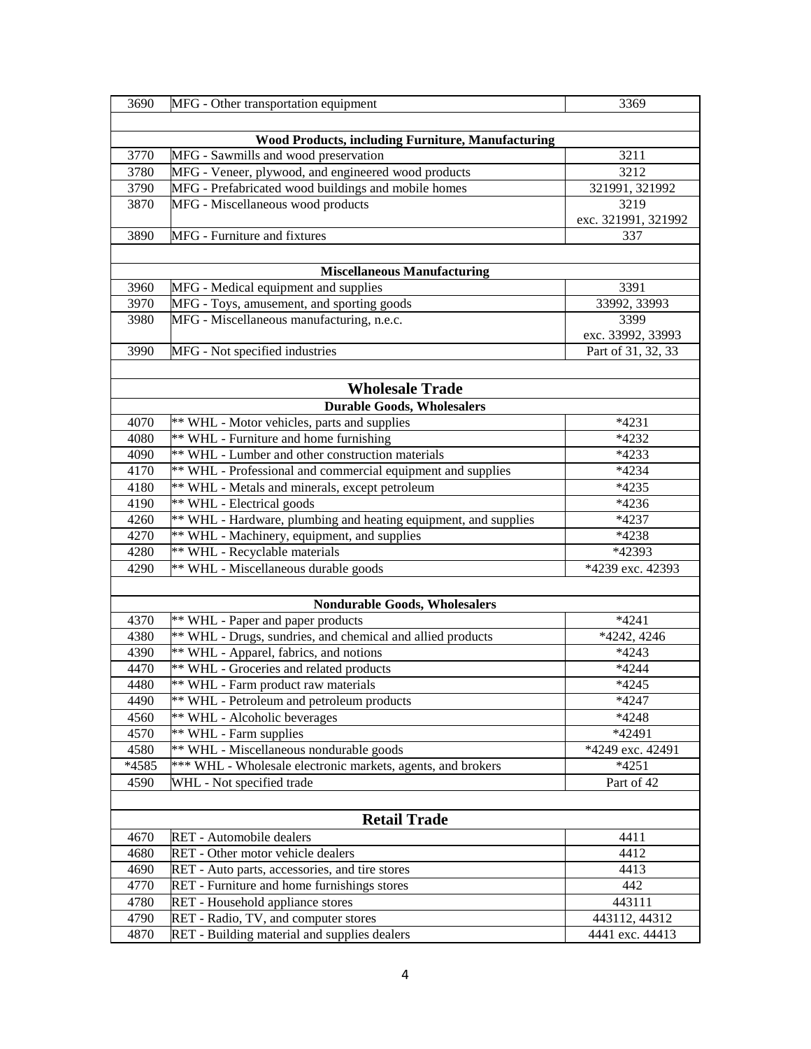| | | |
|---|---|---|
| 3690 | MFG - Other transportation equipment | 3369 |
| | | |
| | **Wood Products, including Furniture, Manufacturing** | |
| 3770 | MFG - Sawmills and wood preservation | 3211 |
| 3780 | MFG - Veneer, plywood, and engineered wood products | 3212 |
| 3790 | MFG - Prefabricated wood buildings and mobile homes | 321991, 321992 |
| 3870 | MFG - Miscellaneous wood products | 3219 exc. 321991, 321992 |
| 3890 | MFG - Furniture and fixtures | 337 |
| | | |
| | **Miscellaneous Manufacturing** | |
| 3960 | MFG - Medical equipment and supplies | 3391 |
| 3970 | MFG - Toys, amusement, and sporting goods | 33992, 33993 |
| 3980 | MFG - Miscellaneous manufacturing, n.e.c. | 3399 exc. 33992, 33993 |
| 3990 | MFG - Not specified industries | Part of 31, 32, 33 |
| | | |
| | **Wholesale Trade** | |
| | **Durable Goods, Wholesalers** | |
| 4070 | ** WHL - Motor vehicles, parts and supplies | *4231 |
| 4080 | ** WHL - Furniture and home furnishing | *4232 |
| 4090 | ** WHL - Lumber and other construction materials | *4233 |
| 4170 | ** WHL - Professional and commercial equipment and supplies | *4234 |
| 4180 | ** WHL - Metals and minerals, except petroleum | *4235 |
| 4190 | ** WHL - Electrical goods | *4236 |
| 4260 | ** WHL - Hardware, plumbing and heating equipment, and supplies | *4237 |
| 4270 | ** WHL - Machinery, equipment, and supplies | *4238 |
| 4280 | ** WHL - Recyclable materials | *42393 |
| 4290 | ** WHL - Miscellaneous durable goods | *4239 exc. 42393 |
| | | |
| | **Nondurable Goods, Wholesalers** | |
| 4370 | ** WHL - Paper and paper products | *4241 |
| 4380 | ** WHL - Drugs, sundries, and chemical and allied products | *4242, 4246 |
| 4390 | ** WHL - Apparel, fabrics, and notions | *4243 |
| 4470 | ** WHL - Groceries and related products | *4244 |
| 4480 | ** WHL - Farm product raw materials | *4245 |
| 4490 | ** WHL - Petroleum and petroleum products | *4247 |
| 4560 | ** WHL - Alcoholic beverages | *4248 |
| 4570 | ** WHL - Farm supplies | *42491 |
| 4580 | ** WHL - Miscellaneous nondurable goods | *4249 exc. 42491 |
| *4585 | *** WHL - Wholesale electronic markets, agents, and brokers | *4251 |
| 4590 | WHL - Not specified trade | Part of 42 |
| | | |
| | **Retail Trade** | |
| 4670 | RET - Automobile dealers | 4411 |
| 4680 | RET - Other motor vehicle dealers | 4412 |
| 4690 | RET - Auto parts, accessories, and tire stores | 4413 |
| 4770 | RET - Furniture and home furnishings stores | 442 |
| 4780 | RET - Household appliance stores | 443111 |
| 4790 | RET - Radio, TV, and computer stores | 443112, 44312 |
| 4870 | RET - Building material and supplies dealers | 4441 exc. 44413 |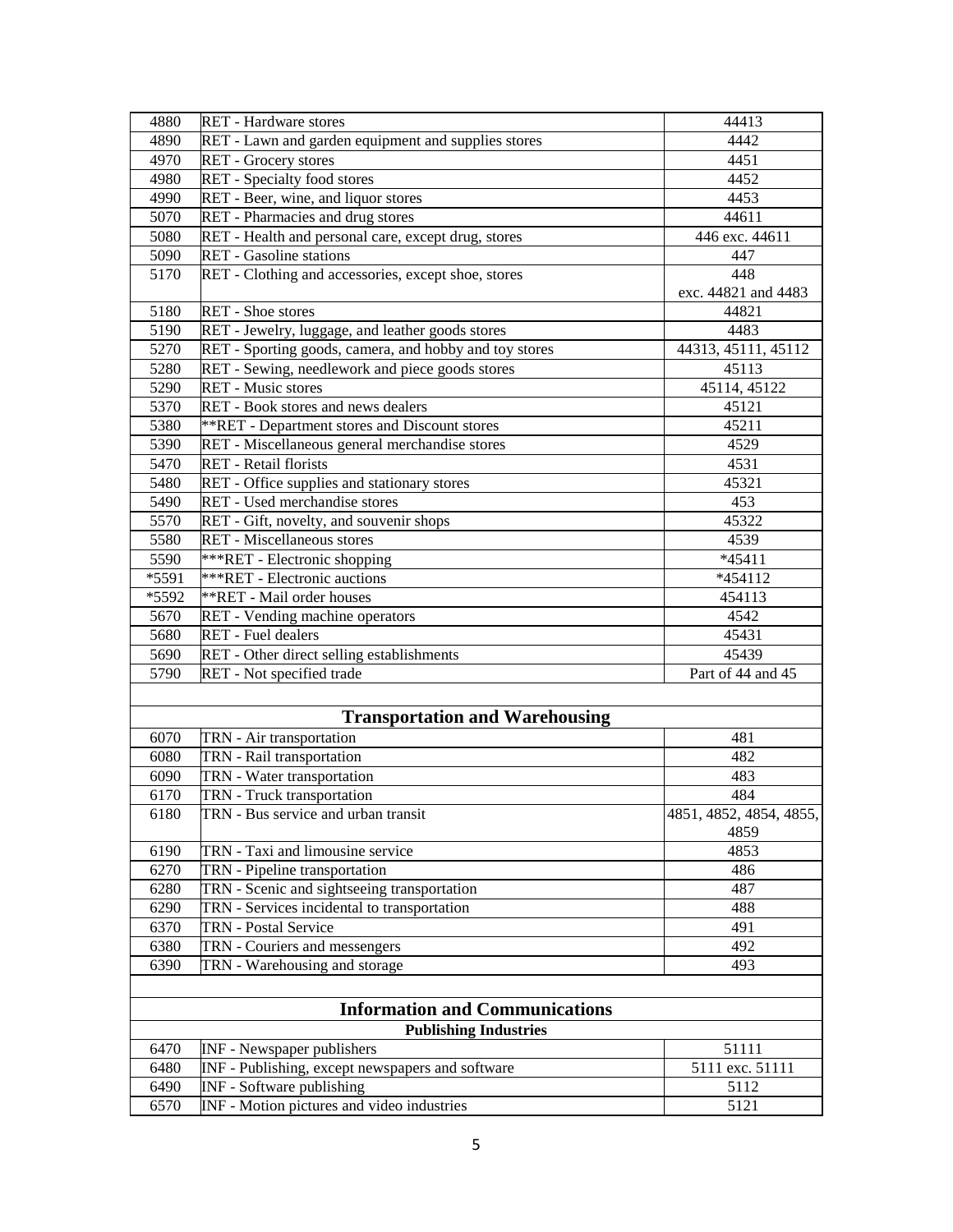| | | |
|---|---|---|
| 4880 | RET - Hardware stores | 44413 |
| 4890 | RET - Lawn and garden equipment and supplies stores | 4442 |
| 4970 | RET - Grocery stores | 4451 |
| 4980 | RET - Specialty food stores | 4452 |
| 4990 | RET - Beer, wine, and liquor stores | 4453 |
| 5070 | RET - Pharmacies and drug stores | 44611 |
| 5080 | RET - Health and personal care, except drug, stores | 446 exc. 44611 |
| 5090 | RET - Gasoline stations | 447 |
| 5170 | RET - Clothing and accessories, except shoe, stores | 448 exc. 44821 and 4483 |
| 5180 | RET - Shoe stores | 44821 |
| 5190 | RET - Jewelry, luggage, and leather goods stores | 4483 |
| 5270 | RET - Sporting goods, camera, and hobby and toy stores | 44313, 45111, 45112 |
| 5280 | RET - Sewing, needlework and piece goods stores | 45113 |
| 5290 | RET - Music stores | 45114, 45122 |
| 5370 | RET - Book stores and news dealers | 45121 |
| 5380 | **RET - Department stores and Discount stores | 45211 |
| 5390 | RET - Miscellaneous general merchandise stores | 4529 |
| 5470 | RET - Retail florists | 4531 |
| 5480 | RET - Office supplies and stationary stores | 45321 |
| 5490 | RET - Used merchandise stores | 453 |
| 5570 | RET - Gift, novelty, and souvenir shops | 45322 |
| 5580 | RET - Miscellaneous stores | 4539 |
| 5590 | ***RET - Electronic shopping | *45411 |
| *5591 | ***RET - Electronic auctions | *454112 |
| *5592 | **RET - Mail order houses | 454113 |
| 5670 | RET - Vending machine operators | 4542 |
| 5680 | RET - Fuel dealers | 45431 |
| 5690 | RET - Other direct selling establishments | 45439 |
| 5790 | RET - Not specified trade | Part of 44 and 45 |
| | | |
| | **Transportation and Warehousing** | |
| 6070 | TRN - Air transportation | 481 |
| 6080 | TRN - Rail transportation | 482 |
| 6090 | TRN - Water transportation | 483 |
| 6170 | TRN - Truck transportation | 484 |
| 6180 | TRN - Bus service and urban transit | 4851, 4852, 4854, 4855, 4859 |
| 6190 | TRN - Taxi and limousine service | 4853 |
| 6270 | TRN - Pipeline transportation | 486 |
| 6280 | TRN - Scenic and sightseeing transportation | 487 |
| 6290 | TRN - Services incidental to transportation | 488 |
| 6370 | TRN - Postal Service | 491 |
| 6380 | TRN - Couriers and messengers | 492 |
| 6390 | TRN - Warehousing and storage | 493 |
| | | |
| | **Information and Communications** | |
| | **Publishing Industries** | |
| 6470 | INF - Newspaper publishers | 51111 |
| 6480 | INF - Publishing, except newspapers and software | 5111 exc. 51111 |
| 6490 | INF - Software publishing | 5112 |
| 6570 | INF - Motion pictures and video industries | 5121 |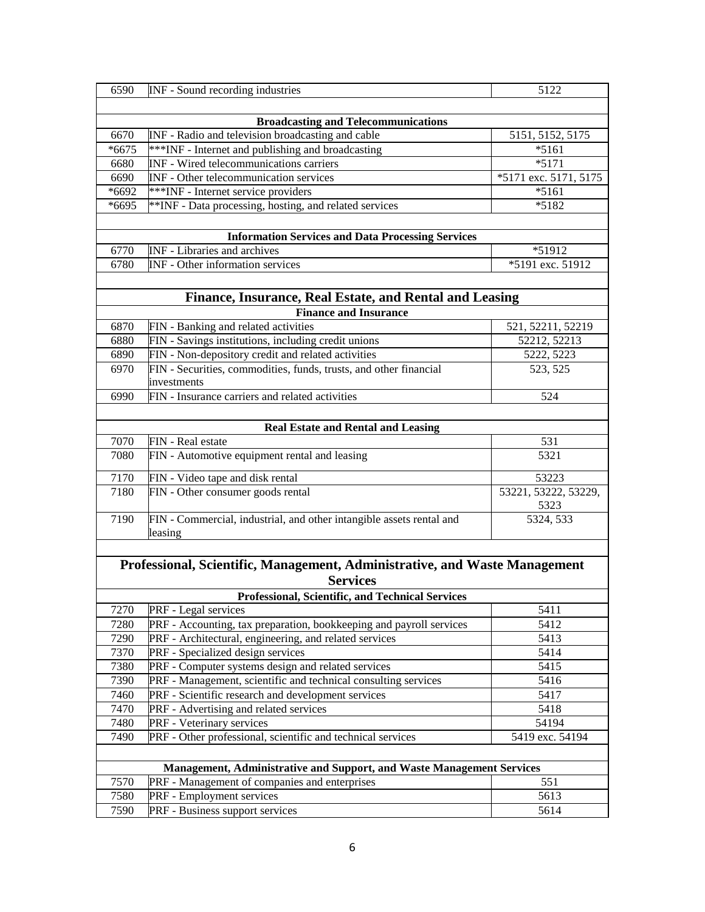| | | |
|---|---|---|
| 6590 | INF - Sound recording industries | 5122 |
| | | |
| | **Broadcasting and Telecommunications** | |
| 6670 | INF - Radio and television broadcasting and cable | 5151, 5152, 5175 |
| *6675 | ***INF - Internet and publishing and broadcasting | *5161 |
| 6680 | INF - Wired telecommunications carriers | *5171 |
| 6690 | INF - Other telecommunication services | *5171 exc. 5171, 5175 |
| *6692 | ***INF - Internet service providers | *5161 |
| *6695 | **INF - Data processing, hosting, and related services | *5182 |
| | | |
| | **Information Services and Data Processing Services** | |
| 6770 | INF - Libraries and archives | *51912 |
| 6780 | INF - Other information services | *5191 exc. 51912 |
| | | |
| | **Finance, Insurance, Real Estate, and Rental and Leasing** | |
| | **Finance and Insurance** | |
| 6870 | FIN - Banking and related activities | 521, 52211, 52219 |
| 6880 | FIN - Savings institutions, including credit unions | 52212, 52213 |
| 6890 | FIN - Non-depository credit and related activities | 5222, 5223 |
| 6970 | FIN - Securities, commodities, funds, trusts, and other financial investments | 523, 525 |
| 6990 | FIN - Insurance carriers and related activities | 524 |
| | | |
| | **Real Estate and Rental and Leasing** | |
| 7070 | FIN - Real estate | 531 |
| 7080 | FIN - Automotive equipment rental and leasing | 5321 |
| 7170 | FIN - Video tape and disk rental | 53223 |
| 7180 | FIN - Other consumer goods rental | 53221, 53222, 53229, 5323 |
| 7190 | FIN - Commercial, industrial, and other intangible assets rental and leasing | 5324, 533 |
| | | |
| | **Professional, Scientific, Management, Administrative, and Waste Management Services** | |
| | **Professional, Scientific, and Technical Services** | |
| 7270 | PRF - Legal services | 5411 |
| 7280 | PRF - Accounting, tax preparation, bookkeeping and payroll services | 5412 |
| 7290 | PRF - Architectural, engineering, and related services | 5413 |
| 7370 | PRF - Specialized design services | 5414 |
| 7380 | PRF - Computer systems design and related services | 5415 |
| 7390 | PRF - Management, scientific and technical consulting services | 5416 |
| 7460 | PRF - Scientific research and development services | 5417 |
| 7470 | PRF - Advertising and related services | 5418 |
| 7480 | PRF - Veterinary services | 54194 |
| 7490 | PRF - Other professional, scientific and technical services | 5419 exc. 54194 |
| | | |
| | **Management, Administrative and Support, and Waste Management Services** | |
| 7570 | PRF - Management of companies and enterprises | 551 |
| 7580 | PRF - Employment services | 5613 |
| 7590 | PRF - Business support services | 5614 |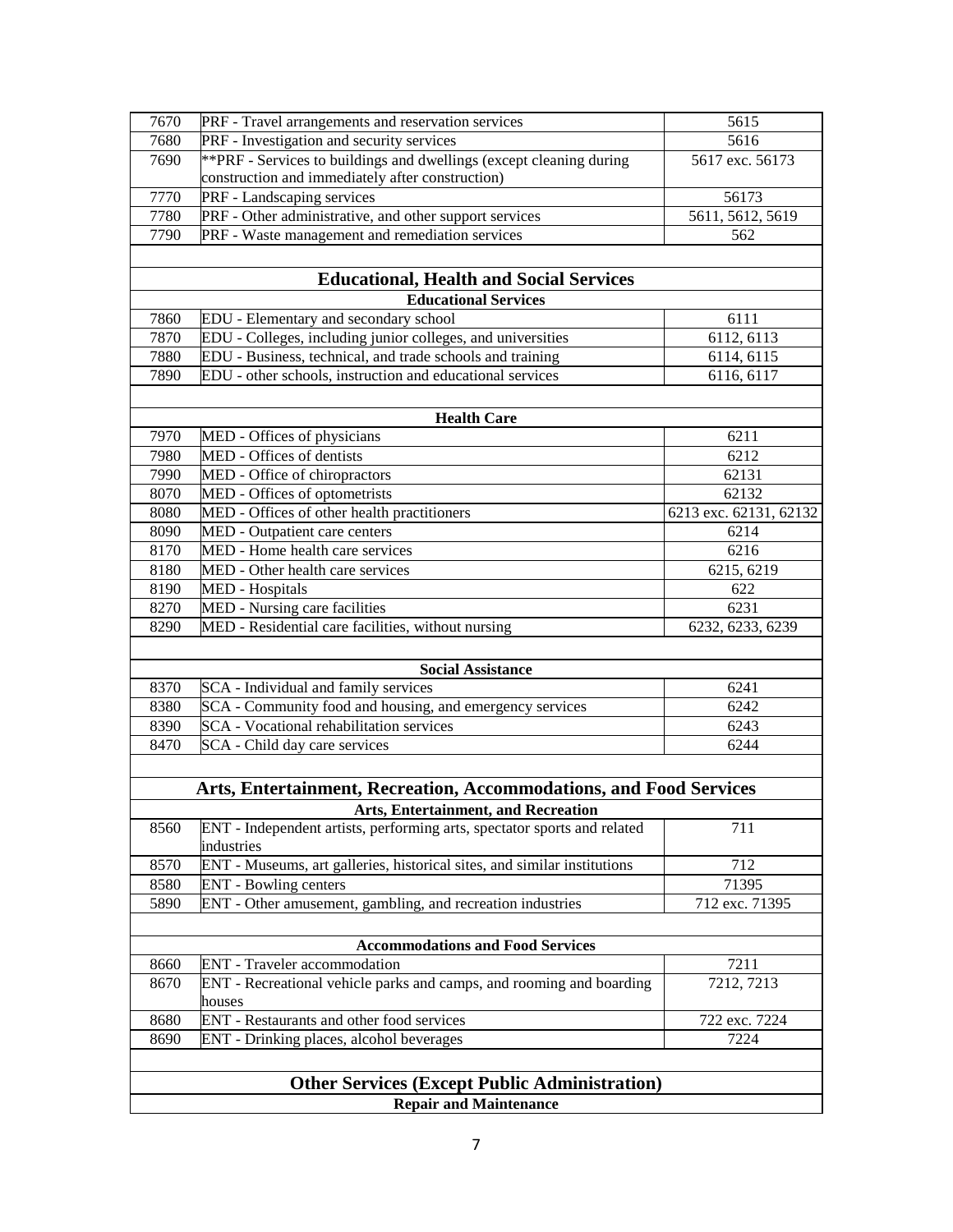| | | |
|---|---|---|
| 7670 | PRF - Travel arrangements and reservation services | 5615 |
| 7680 | PRF - Investigation and security services | 5616 |
| 7690 | **PRF - Services to buildings and dwellings (except cleaning during construction and immediately after construction) | 5617 exc. 56173 |
| 7770 | PRF - Landscaping services | 56173 |
| 7780 | PRF - Other administrative, and other support services | 5611, 5612, 5619 |
| 7790 | PRF - Waste management and remediation services | 562 |
| | | |
| | **Educational, Health and Social Services** | |
| | **Educational Services** | |
| 7860 | EDU - Elementary and secondary school | 6111 |
| 7870 | EDU - Colleges, including junior colleges, and universities | 6112, 6113 |
| 7880 | EDU - Business, technical, and trade schools and training | 6114, 6115 |
| 7890 | EDU - other schools, instruction and educational services | 6116, 6117 |
| | | |
| | **Health Care** | |
| 7970 | MED - Offices of physicians | 6211 |
| 7980 | MED - Offices of dentists | 6212 |
| 7990 | MED - Office of chiropractors | 62131 |
| 8070 | MED - Offices of optometrists | 62132 |
| 8080 | MED - Offices of other health practitioners | 6213 exc. 62131, 62132 |
| 8090 | MED - Outpatient care centers | 6214 |
| 8170 | MED - Home health care services | 6216 |
| 8180 | MED - Other health care services | 6215, 6219 |
| 8190 | MED - Hospitals | 622 |
| 8270 | MED - Nursing care facilities | 6231 |
| 8290 | MED - Residential care facilities, without nursing | 6232, 6233, 6239 |
| | | |
| | **Social Assistance** | |
| 8370 | SCA - Individual and family services | 6241 |
| 8380 | SCA - Community food and housing, and emergency services | 6242 |
| 8390 | SCA - Vocational rehabilitation services | 6243 |
| 8470 | SCA - Child day care services | 6244 |
| | | |
| | **Arts, Entertainment, Recreation, Accommodations, and Food Services** | |
| | **Arts, Entertainment, and Recreation** | |
| 8560 | ENT - Independent artists, performing arts, spectator sports and related industries | 711 |
| 8570 | ENT - Museums, art galleries, historical sites, and similar institutions | 712 |
| 8580 | ENT - Bowling centers | 71395 |
| 5890 | ENT - Other amusement, gambling, and recreation industries | 712 exc. 71395 |
| | | |
| | **Accommodations and Food Services** | |
| 8660 | ENT - Traveler accommodation | 7211 |
| 8670 | ENT - Recreational vehicle parks and camps, and rooming and boarding houses | 7212, 7213 |
| 8680 | ENT - Restaurants and other food services | 722 exc. 7224 |
| 8690 | ENT - Drinking places, alcohol beverages | 7224 |
| | | |
| | **Other Services (Except Public Administration)** | |
| | **Repair and Maintenance** | |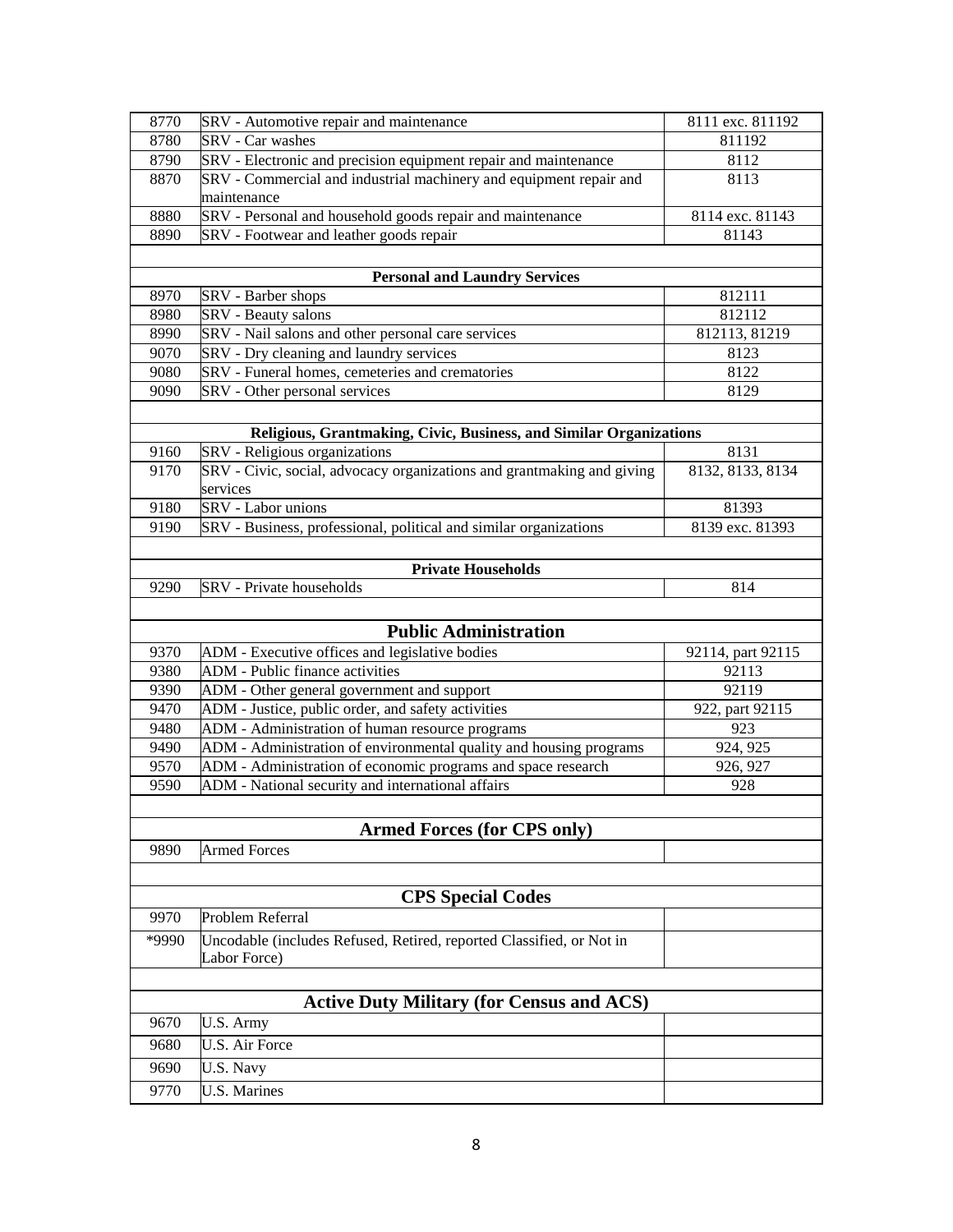| | | |
|---|---|---|
| 8770 | SRV - Automotive repair and maintenance | 8111 exc. 811192 |
| 8780 | SRV - Car washes | 811192 |
| 8790 | SRV - Electronic and precision equipment repair and maintenance | 8112 |
| 8870 | SRV - Commercial and industrial machinery and equipment repair and maintenance | 8113 |
| 8880 | SRV - Personal and household goods repair and maintenance | 8114 exc. 81143 |
| 8890 | SRV - Footwear and leather goods repair | 81143 |
| | | |
| | **Personal and Laundry Services** | |
| 8970 | SRV - Barber shops | 812111 |
| 8980 | SRV - Beauty salons | 812112 |
| 8990 | SRV - Nail salons and other personal care services | 812113, 81219 |
| 9070 | SRV - Dry cleaning and laundry services | 8123 |
| 9080 | SRV - Funeral homes, cemeteries and crematories | 8122 |
| 9090 | SRV - Other personal services | 8129 |
| | | |
| | **Religious, Grantmaking, Civic, Business, and Similar Organizations** | |
| 9160 | SRV - Religious organizations | 8131 |
| 9170 | SRV - Civic, social, advocacy organizations and grantmaking and giving services | 8132, 8133, 8134 |
| 9180 | SRV - Labor unions | 81393 |
| 9190 | SRV - Business, professional, political and similar organizations | 8139 exc. 81393 |
| | | |
| | **Private Households** | |
| 9290 | SRV - Private households | 814 |
| | | |
| | **Public Administration** | |
| 9370 | ADM - Executive offices and legislative bodies | 92114, part 92115 |
| 9380 | ADM - Public finance activities | 92113 |
| 9390 | ADM - Other general government and support | 92119 |
| 9470 | ADM - Justice, public order, and safety activities | 922, part 92115 |
| 9480 | ADM - Administration of human resource programs | 923 |
| 9490 | ADM - Administration of environmental quality and housing programs | 924, 925 |
| 9570 | ADM - Administration of economic programs and space research | 926, 927 |
| 9590 | ADM - National security and international affairs | 928 |
| | | |
| | **Armed Forces (for CPS only)** | |
| 9890 | Armed Forces | |
| | | |
| | **CPS Special Codes** | |
| 9970 | Problem Referral | |
| *9990 | Uncodable (includes Refused, Retired, reported Classified, or Not in Labor Force) | |
| | | |
| | **Active Duty Military (for Census and ACS)** | |
| 9670 | U.S. Army | |
| 9680 | U.S. Air Force | |
| 9690 | U.S. Navy | |
| 9770 | U.S. Marines | |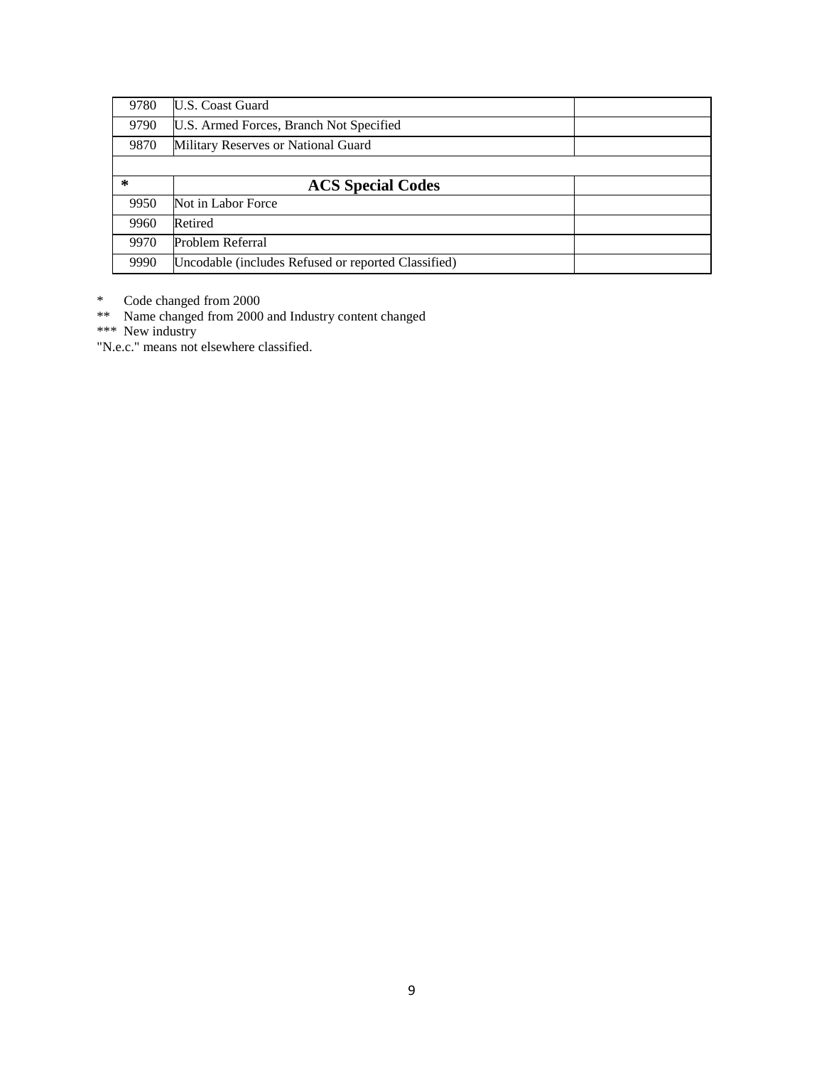| | | |
|---|---|---|
| 9780 | U.S. Coast Guard | |
| 9790 | U.S. Armed Forces, Branch Not Specified | |
| 9870 | Military Reserves or National Guard | |
| | | |
| * | **ACS Special Codes** | |
| 9950 | Not in Labor Force | |
| 9960 | Retired | |
| 9970 | Problem Referral | |
| 9990 | Uncodable (includes Refused or reported Classified) | |

\*   Code changed from 2000
\*\*  Name changed from 2000 and Industry content changed
\*\*\* New industry
"N.e.c." means not elsewhere classified.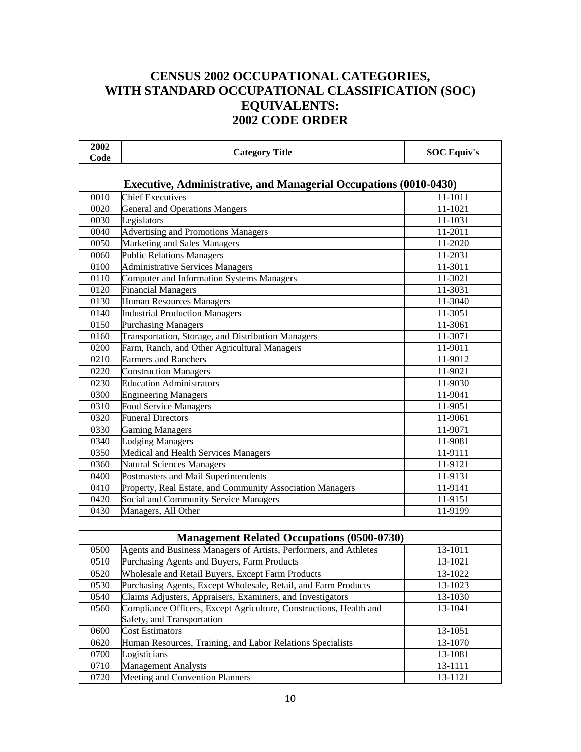# CENSUS 2002 OCCUPATIONAL CATEGORIES, WITH STANDARD OCCUPATIONAL CLASSIFICATION (SOC) EQUIVALENTS: 2002 CODE ORDER

| 2002 Code | Category Title | SOC Equiv's |
|---|---|---|
| | **Executive, Administrative, and Managerial Occupations (0010-0430)** | |
| 0010 | Chief Executives | 11-1011 |
| 0020 | General and Operations Mangers | 11-1021 |
| 0030 | Legislators | 11-1031 |
| 0040 | Advertising and Promotions Managers | 11-2011 |
| 0050 | Marketing and Sales Managers | 11-2020 |
| 0060 | Public Relations Managers | 11-2031 |
| 0100 | Administrative Services Managers | 11-3011 |
| 0110 | Computer and Information Systems Managers | 11-3021 |
| 0120 | Financial Managers | 11-3031 |
| 0130 | Human Resources Managers | 11-3040 |
| 0140 | Industrial Production Managers | 11-3051 |
| 0150 | Purchasing Managers | 11-3061 |
| 0160 | Transportation, Storage, and Distribution Managers | 11-3071 |
| 0200 | Farm, Ranch, and Other Agricultural Managers | 11-9011 |
| 0210 | Farmers and Ranchers | 11-9012 |
| 0220 | Construction Managers | 11-9021 |
| 0230 | Education Administrators | 11-9030 |
| 0300 | Engineering Managers | 11-9041 |
| 0310 | Food Service Managers | 11-9051 |
| 0320 | Funeral Directors | 11-9061 |
| 0330 | Gaming Managers | 11-9071 |
| 0340 | Lodging Managers | 11-9081 |
| 0350 | Medical and Health Services Managers | 11-9111 |
| 0360 | Natural Sciences Managers | 11-9121 |
| 0400 | Postmasters and Mail Superintendents | 11-9131 |
| 0410 | Property, Real Estate, and Community Association Managers | 11-9141 |
| 0420 | Social and Community Service Managers | 11-9151 |
| 0430 | Managers, All Other | 11-9199 |
| | **Management Related Occupations (0500-0730)** | |
| 0500 | Agents and Business Managers of Artists, Performers, and Athletes | 13-1011 |
| 0510 | Purchasing Agents and Buyers, Farm Products | 13-1021 |
| 0520 | Wholesale and Retail Buyers, Except Farm Products | 13-1022 |
| 0530 | Purchasing Agents, Except Wholesale, Retail, and Farm Products | 13-1023 |
| 0540 | Claims Adjusters, Appraisers, Examiners, and Investigators | 13-1030 |
| 0560 | Compliance Officers, Except Agriculture, Constructions, Health and Safety, and Transportation | 13-1041 |
| 0600 | Cost Estimators | 13-1051 |
| 0620 | Human Resources, Training, and Labor Relations Specialists | 13-1070 |
| 0700 | Logisticians | 13-1081 |
| 0710 | Management Analysts | 13-1111 |
| 0720 | Meeting and Convention Planners | 13-1121 |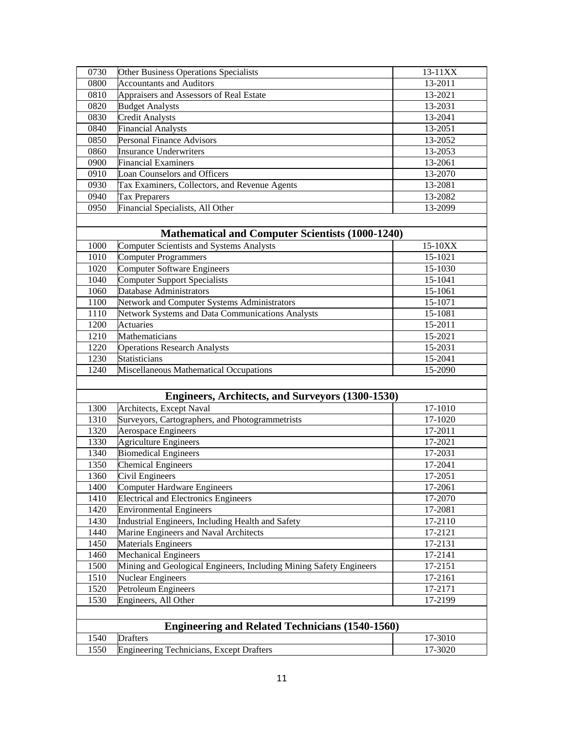| | | |
|---|---|---|
| 0730 | Other Business Operations Specialists | 13-11XX |
| 0800 | Accountants and Auditors | 13-2011 |
| 0810 | Appraisers and Assessors of Real Estate | 13-2021 |
| 0820 | Budget Analysts | 13-2031 |
| 0830 | Credit Analysts | 13-2041 |
| 0840 | Financial Analysts | 13-2051 |
| 0850 | Personal Finance Advisors | 13-2052 |
| 0860 | Insurance Underwriters | 13-2053 |
| 0900 | Financial Examiners | 13-2061 |
| 0910 | Loan Counselors and Officers | 13-2070 |
| 0930 | Tax Examiners, Collectors, and Revenue Agents | 13-2081 |
| 0940 | Tax Preparers | 13-2082 |
| 0950 | Financial Specialists, All Other | 13-2099 |
| | | |
| **Mathematical and Computer Scientists (1000-1240)** | | |
| 1000 | Computer Scientists and Systems Analysts | 15-10XX |
| 1010 | Computer Programmers | 15-1021 |
| 1020 | Computer Software Engineers | 15-1030 |
| 1040 | Computer Support Specialists | 15-1041 |
| 1060 | Database Administrators | 15-1061 |
| 1100 | Network and Computer Systems Administrators | 15-1071 |
| 1110 | Network Systems and Data Communications Analysts | 15-1081 |
| 1200 | Actuaries | 15-2011 |
| 1210 | Mathematicians | 15-2021 |
| 1220 | Operations Research Analysts | 15-2031 |
| 1230 | Statisticians | 15-2041 |
| 1240 | Miscellaneous Mathematical Occupations | 15-2090 |
| | | |
| **Engineers, Architects, and Surveyors (1300-1530)** | | |
| 1300 | Architects, Except Naval | 17-1010 |
| 1310 | Surveyors, Cartographers, and Photogrammetrists | 17-1020 |
| 1320 | Aerospace Engineers | 17-2011 |
| 1330 | Agriculture Engineers | 17-2021 |
| 1340 | Biomedical Engineers | 17-2031 |
| 1350 | Chemical Engineers | 17-2041 |
| 1360 | Civil Engineers | 17-2051 |
| 1400 | Computer Hardware Engineers | 17-2061 |
| 1410 | Electrical and Electronics Engineers | 17-2070 |
| 1420 | Environmental Engineers | 17-2081 |
| 1430 | Industrial Engineers, Including Health and Safety | 17-2110 |
| 1440 | Marine Engineers and Naval Architects | 17-2121 |
| 1450 | Materials Engineers | 17-2131 |
| 1460 | Mechanical Engineers | 17-2141 |
| 1500 | Mining and Geological Engineers, Including Mining Safety Engineers | 17-2151 |
| 1510 | Nuclear Engineers | 17-2161 |
| 1520 | Petroleum Engineers | 17-2171 |
| 1530 | Engineers, All Other | 17-2199 |
| | | |
| **Engineering and Related Technicians (1540-1560)** | | |
| 1540 | Drafters | 17-3010 |
| 1550 | Engineering Technicians, Except Drafters | 17-3020 |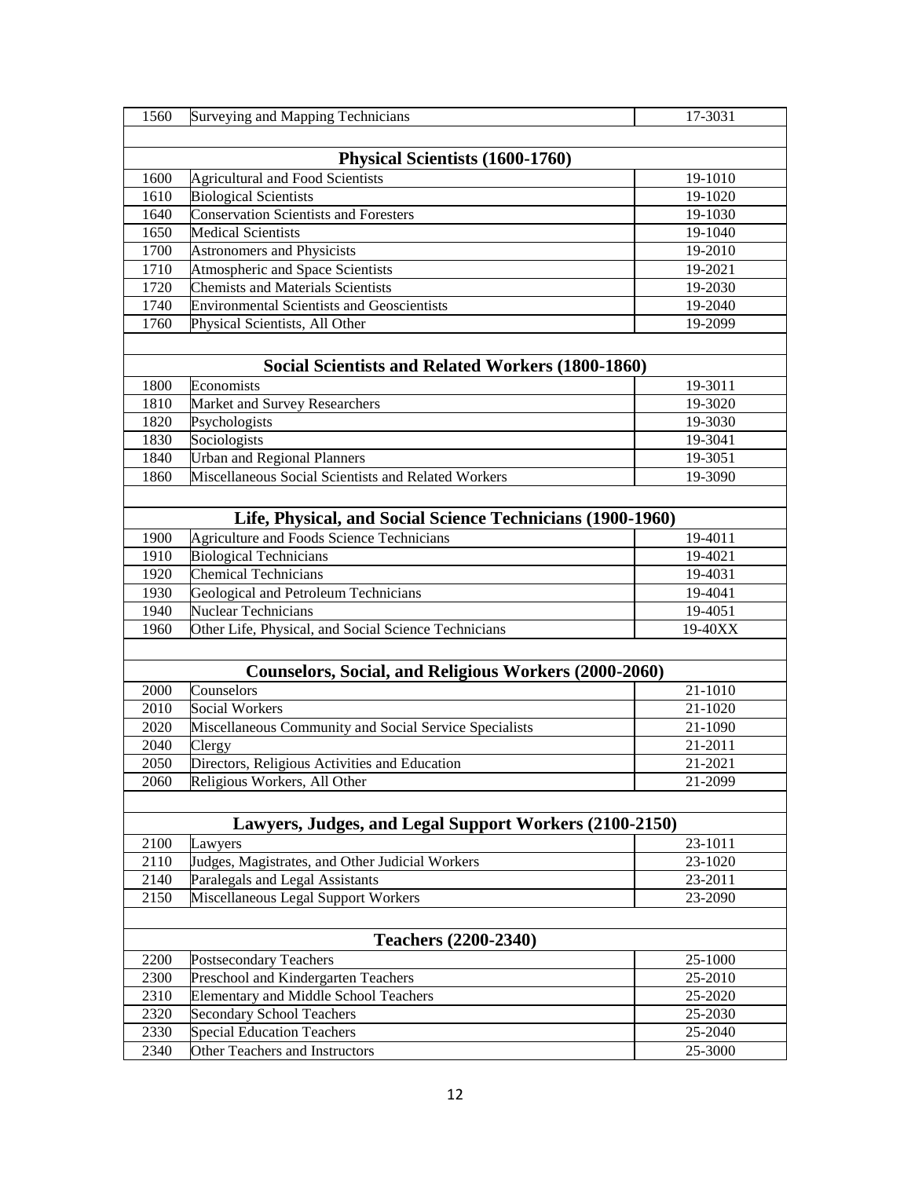| | | |
|---|---|---|
| 1560 | Surveying and Mapping Technicians | 17-3031 |
| | | |
| | **Physical Scientists (1600-1760)** | |
| 1600 | Agricultural and Food Scientists | 19-1010 |
| 1610 | Biological Scientists | 19-1020 |
| 1640 | Conservation Scientists and Foresters | 19-1030 |
| 1650 | Medical Scientists | 19-1040 |
| 1700 | Astronomers and Physicists | 19-2010 |
| 1710 | Atmospheric and Space Scientists | 19-2021 |
| 1720 | Chemists and Materials Scientists | 19-2030 |
| 1740 | Environmental Scientists and Geoscientists | 19-2040 |
| 1760 | Physical Scientists, All Other | 19-2099 |
| | | |
| | **Social Scientists and Related Workers (1800-1860)** | |
| 1800 | Economists | 19-3011 |
| 1810 | Market and Survey Researchers | 19-3020 |
| 1820 | Psychologists | 19-3030 |
| 1830 | Sociologists | 19-3041 |
| 1840 | Urban and Regional Planners | 19-3051 |
| 1860 | Miscellaneous Social Scientists and Related Workers | 19-3090 |
| | | |
| | **Life, Physical, and Social Science Technicians (1900-1960)** | |
| 1900 | Agriculture and Foods Science Technicians | 19-4011 |
| 1910 | Biological Technicians | 19-4021 |
| 1920 | Chemical Technicians | 19-4031 |
| 1930 | Geological and Petroleum Technicians | 19-4041 |
| 1940 | Nuclear Technicians | 19-4051 |
| 1960 | Other Life, Physical, and Social Science Technicians | 19-40XX |
| | | |
| | **Counselors, Social, and Religious Workers (2000-2060)** | |
| 2000 | Counselors | 21-1010 |
| 2010 | Social Workers | 21-1020 |
| 2020 | Miscellaneous Community and Social Service Specialists | 21-1090 |
| 2040 | Clergy | 21-2011 |
| 2050 | Directors, Religious Activities and Education | 21-2021 |
| 2060 | Religious Workers, All Other | 21-2099 |
| | | |
| | **Lawyers, Judges, and Legal Support Workers (2100-2150)** | |
| 2100 | Lawyers | 23-1011 |
| 2110 | Judges, Magistrates, and Other Judicial Workers | 23-1020 |
| 2140 | Paralegals and Legal Assistants | 23-2011 |
| 2150 | Miscellaneous Legal Support Workers | 23-2090 |
| | | |
| | **Teachers (2200-2340)** | |
| 2200 | Postsecondary Teachers | 25-1000 |
| 2300 | Preschool and Kindergarten Teachers | 25-2010 |
| 2310 | Elementary and Middle School Teachers | 25-2020 |
| 2320 | Secondary School Teachers | 25-2030 |
| 2330 | Special Education Teachers | 25-2040 |
| 2340 | Other Teachers and Instructors | 25-3000 |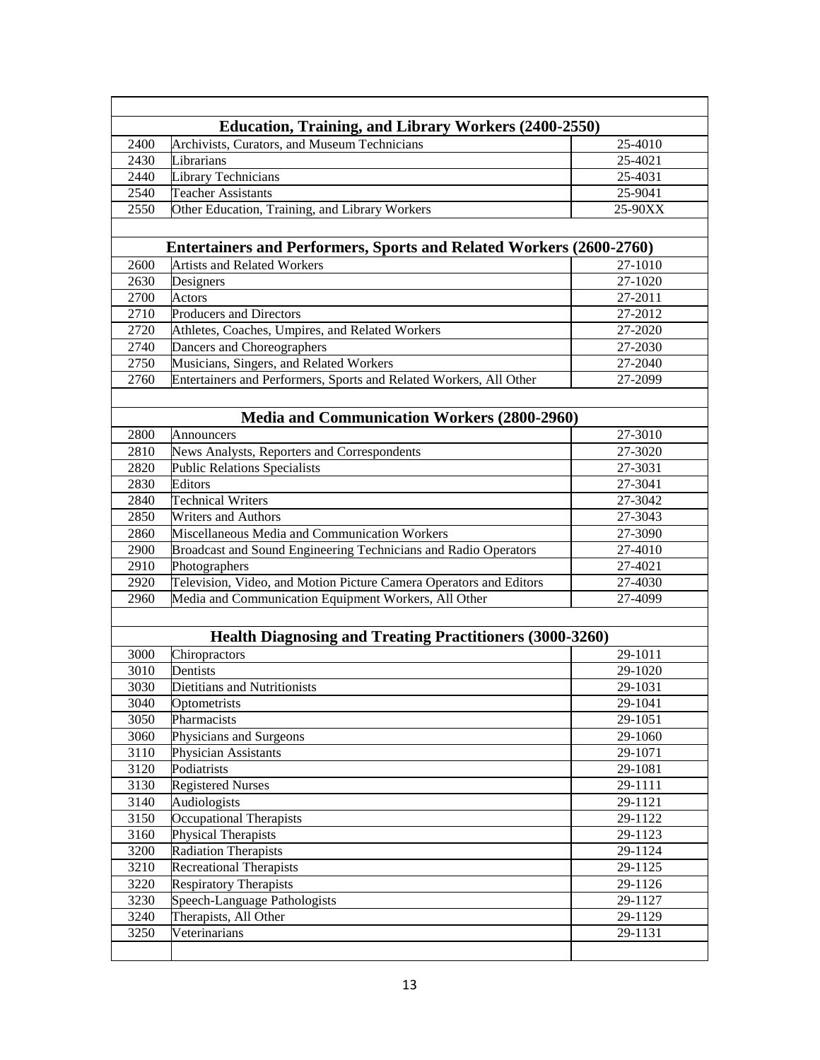| | | |
|---|---|---|
| | **Education, Training, and Library Workers (2400-2550)** | |
| 2400 | Archivists, Curators, and Museum Technicians | 25-4010 |
| 2430 | Librarians | 25-4021 |
| 2440 | Library Technicians | 25-4031 |
| 2540 | Teacher Assistants | 25-9041 |
| 2550 | Other Education, Training, and Library Workers | 25-90XX |
| | | |
| | **Entertainers and Performers, Sports and Related Workers (2600-2760)** | |
| 2600 | Artists and Related Workers | 27-1010 |
| 2630 | Designers | 27-1020 |
| 2700 | Actors | 27-2011 |
| 2710 | Producers and Directors | 27-2012 |
| 2720 | Athletes, Coaches, Umpires, and Related Workers | 27-2020 |
| 2740 | Dancers and Choreographers | 27-2030 |
| 2750 | Musicians, Singers, and Related Workers | 27-2040 |
| 2760 | Entertainers and Performers, Sports and Related Workers, All Other | 27-2099 |
| | | |
| | **Media and Communication Workers (2800-2960)** | |
| 2800 | Announcers | 27-3010 |
| 2810 | News Analysts, Reporters and Correspondents | 27-3020 |
| 2820 | Public Relations Specialists | 27-3031 |
| 2830 | Editors | 27-3041 |
| 2840 | Technical Writers | 27-3042 |
| 2850 | Writers and Authors | 27-3043 |
| 2860 | Miscellaneous Media and Communication Workers | 27-3090 |
| 2900 | Broadcast and Sound Engineering Technicians and Radio Operators | 27-4010 |
| 2910 | Photographers | 27-4021 |
| 2920 | Television, Video, and Motion Picture Camera Operators and Editors | 27-4030 |
| 2960 | Media and Communication Equipment Workers, All Other | 27-4099 |
| | | |
| | **Health Diagnosing and Treating Practitioners (3000-3260)** | |
| 3000 | Chiropractors | 29-1011 |
| 3010 | Dentists | 29-1020 |
| 3030 | Dietitians and Nutritionists | 29-1031 |
| 3040 | Optometrists | 29-1041 |
| 3050 | Pharmacists | 29-1051 |
| 3060 | Physicians and Surgeons | 29-1060 |
| 3110 | Physician Assistants | 29-1071 |
| 3120 | Podiatrists | 29-1081 |
| 3130 | Registered Nurses | 29-1111 |
| 3140 | Audiologists | 29-1121 |
| 3150 | Occupational Therapists | 29-1122 |
| 3160 | Physical Therapists | 29-1123 |
| 3200 | Radiation Therapists | 29-1124 |
| 3210 | Recreational Therapists | 29-1125 |
| 3220 | Respiratory Therapists | 29-1126 |
| 3230 | Speech-Language Pathologists | 29-1127 |
| 3240 | Therapists, All Other | 29-1129 |
| 3250 | Veterinarians | 29-1131 |
| | | |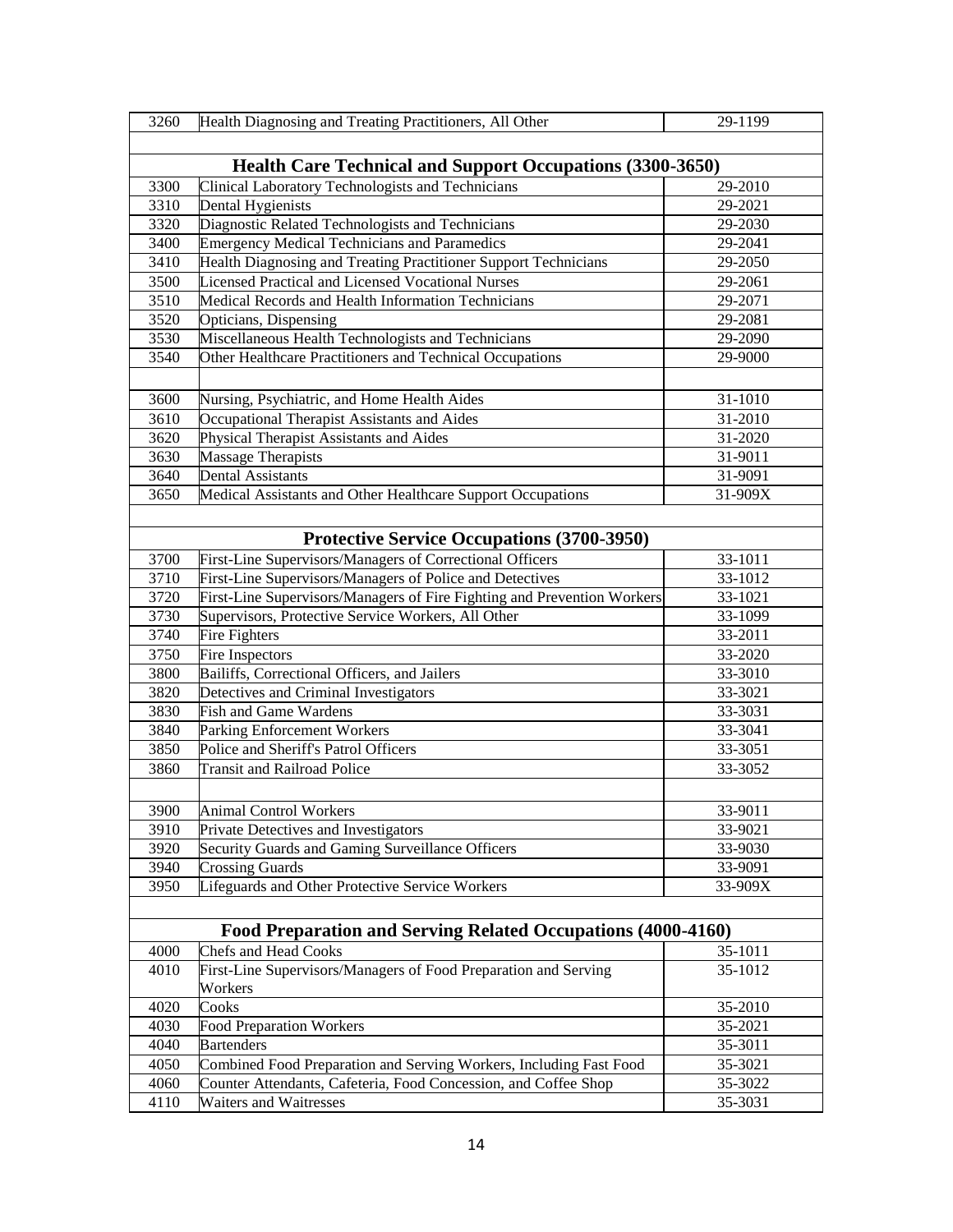| | | |
|---|---|---|
| 3260 | Health Diagnosing and Treating Practitioners, All Other | 29-1199 |
| | | |
| | **Health Care Technical and Support Occupations (3300-3650)** | |
| 3300 | Clinical Laboratory Technologists and Technicians | 29-2010 |
| 3310 | Dental Hygienists | 29-2021 |
| 3320 | Diagnostic Related Technologists and Technicians | 29-2030 |
| 3400 | Emergency Medical Technicians and Paramedics | 29-2041 |
| 3410 | Health Diagnosing and Treating Practitioner Support Technicians | 29-2050 |
| 3500 | Licensed Practical and Licensed Vocational Nurses | 29-2061 |
| 3510 | Medical Records and Health Information Technicians | 29-2071 |
| 3520 | Opticians, Dispensing | 29-2081 |
| 3530 | Miscellaneous Health Technologists and Technicians | 29-2090 |
| 3540 | Other Healthcare Practitioners and Technical Occupations | 29-9000 |
| | | |
| 3600 | Nursing, Psychiatric, and Home Health Aides | 31-1010 |
| 3610 | Occupational Therapist Assistants and Aides | 31-2010 |
| 3620 | Physical Therapist Assistants and Aides | 31-2020 |
| 3630 | Massage Therapists | 31-9011 |
| 3640 | Dental Assistants | 31-9091 |
| 3650 | Medical Assistants and Other Healthcare Support Occupations | 31-909X |
| | | |
| | **Protective Service Occupations (3700-3950)** | |
| 3700 | First-Line Supervisors/Managers of Correctional Officers | 33-1011 |
| 3710 | First-Line Supervisors/Managers of Police and Detectives | 33-1012 |
| 3720 | First-Line Supervisors/Managers of Fire Fighting and Prevention Workers | 33-1021 |
| 3730 | Supervisors, Protective Service Workers, All Other | 33-1099 |
| 3740 | Fire Fighters | 33-2011 |
| 3750 | Fire Inspectors | 33-2020 |
| 3800 | Bailiffs, Correctional Officers, and Jailers | 33-3010 |
| 3820 | Detectives and Criminal Investigators | 33-3021 |
| 3830 | Fish and Game Wardens | 33-3031 |
| 3840 | Parking Enforcement Workers | 33-3041 |
| 3850 | Police and Sheriff's Patrol Officers | 33-3051 |
| 3860 | Transit and Railroad Police | 33-3052 |
| | | |
| 3900 | Animal Control Workers | 33-9011 |
| 3910 | Private Detectives and Investigators | 33-9021 |
| 3920 | Security Guards and Gaming Surveillance Officers | 33-9030 |
| 3940 | Crossing Guards | 33-9091 |
| 3950 | Lifeguards and Other Protective Service Workers | 33-909X |
| | | |
| | **Food Preparation and Serving Related Occupations (4000-4160)** | |
| 4000 | Chefs and Head Cooks | 35-1011 |
| 4010 | First-Line Supervisors/Managers of Food Preparation and Serving Workers | 35-1012 |
| 4020 | Cooks | 35-2010 |
| 4030 | Food Preparation Workers | 35-2021 |
| 4040 | Bartenders | 35-3011 |
| 4050 | Combined Food Preparation and Serving Workers, Including Fast Food | 35-3021 |
| 4060 | Counter Attendants, Cafeteria, Food Concession, and Coffee Shop | 35-3022 |
| 4110 | Waiters and Waitresses | 35-3031 |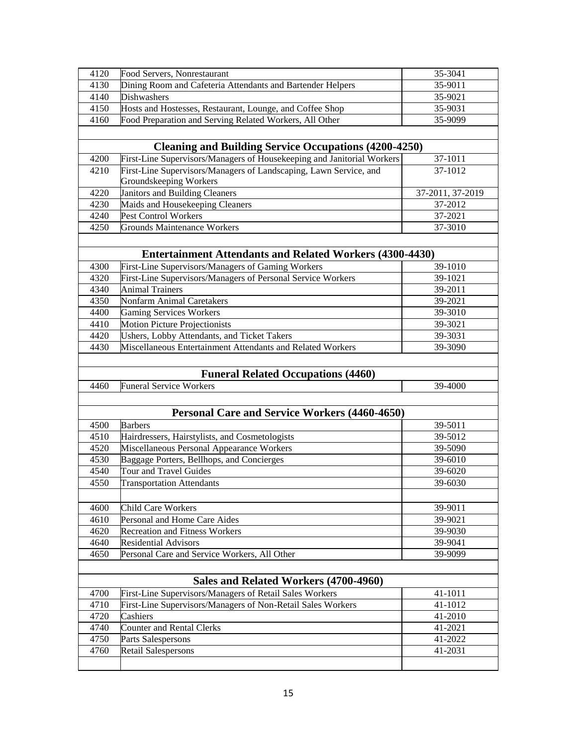| | | |
|---|---|---|
| 4120 | Food Servers, Nonrestaurant | 35-3041 |
| 4130 | Dining Room and Cafeteria Attendants and Bartender Helpers | 35-9011 |
| 4140 | Dishwashers | 35-9021 |
| 4150 | Hosts and Hostesses, Restaurant, Lounge, and Coffee Shop | 35-9031 |
| 4160 | Food Preparation and Serving Related Workers, All Other | 35-9099 |
| | | |
| | **Cleaning and Building Service Occupations (4200-4250)** | |
| 4200 | First-Line Supervisors/Managers of Housekeeping and Janitorial Workers | 37-1011 |
| 4210 | First-Line Supervisors/Managers of Landscaping, Lawn Service, and Groundskeeping Workers | 37-1012 |
| 4220 | Janitors and Building Cleaners | 37-2011, 37-2019 |
| 4230 | Maids and Housekeeping Cleaners | 37-2012 |
| 4240 | Pest Control Workers | 37-2021 |
| 4250 | Grounds Maintenance Workers | 37-3010 |
| | | |
| | **Entertainment Attendants and Related Workers (4300-4430)** | |
| 4300 | First-Line Supervisors/Managers of Gaming Workers | 39-1010 |
| 4320 | First-Line Supervisors/Managers of Personal Service Workers | 39-1021 |
| 4340 | Animal Trainers | 39-2011 |
| 4350 | Nonfarm Animal Caretakers | 39-2021 |
| 4400 | Gaming Services Workers | 39-3010 |
| 4410 | Motion Picture Projectionists | 39-3021 |
| 4420 | Ushers, Lobby Attendants, and Ticket Takers | 39-3031 |
| 4430 | Miscellaneous Entertainment Attendants and Related Workers | 39-3090 |
| | | |
| | **Funeral Related Occupations (4460)** | |
| 4460 | Funeral Service Workers | 39-4000 |
| | | |
| | **Personal Care and Service Workers (4460-4650)** | |
| 4500 | Barbers | 39-5011 |
| 4510 | Hairdressers, Hairstylists, and Cosmetologists | 39-5012 |
| 4520 | Miscellaneous Personal Appearance Workers | 39-5090 |
| 4530 | Baggage Porters, Bellhops, and Concierges | 39-6010 |
| 4540 | Tour and Travel Guides | 39-6020 |
| 4550 | Transportation Attendants | 39-6030 |
| | | |
| 4600 | Child Care Workers | 39-9011 |
| 4610 | Personal and Home Care Aides | 39-9021 |
| 4620 | Recreation and Fitness Workers | 39-9030 |
| 4640 | Residential Advisors | 39-9041 |
| 4650 | Personal Care and Service Workers, All Other | 39-9099 |
| | | |
| | **Sales and Related Workers (4700-4960)** | |
| 4700 | First-Line Supervisors/Managers of Retail Sales Workers | 41-1011 |
| 4710 | First-Line Supervisors/Managers of Non-Retail Sales Workers | 41-1012 |
| 4720 | Cashiers | 41-2010 |
| 4740 | Counter and Rental Clerks | 41-2021 |
| 4750 | Parts Salespersons | 41-2022 |
| 4760 | Retail Salespersons | 41-2031 |
| | | |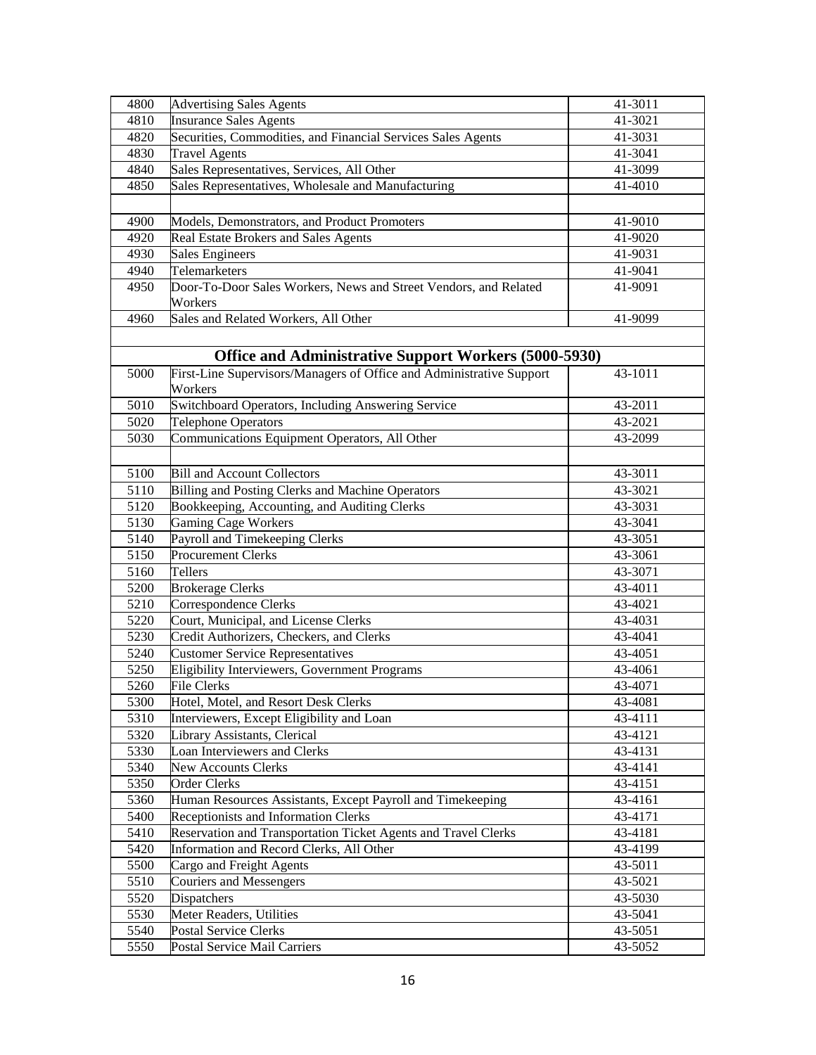| | | |
|---|---|---|
| 4800 | Advertising Sales Agents | 41-3011 |
| 4810 | Insurance Sales Agents | 41-3021 |
| 4820 | Securities, Commodities, and Financial Services Sales Agents | 41-3031 |
| 4830 | Travel Agents | 41-3041 |
| 4840 | Sales Representatives, Services, All Other | 41-3099 |
| 4850 | Sales Representatives, Wholesale and Manufacturing | 41-4010 |
| | | |
| 4900 | Models, Demonstrators, and Product Promoters | 41-9010 |
| 4920 | Real Estate Brokers and Sales Agents | 41-9020 |
| 4930 | Sales Engineers | 41-9031 |
| 4940 | Telemarketers | 41-9041 |
| 4950 | Door-To-Door Sales Workers, News and Street Vendors, and Related Workers | 41-9091 |
| 4960 | Sales and Related Workers, All Other | 41-9099 |
| | | |
| **Office and Administrative Support Workers (5000-5930)** | | |
| 5000 | First-Line Supervisors/Managers of Office and Administrative Support Workers | 43-1011 |
| 5010 | Switchboard Operators, Including Answering Service | 43-2011 |
| 5020 | Telephone Operators | 43-2021 |
| 5030 | Communications Equipment Operators, All Other | 43-2099 |
| | | |
| 5100 | Bill and Account Collectors | 43-3011 |
| 5110 | Billing and Posting Clerks and Machine Operators | 43-3021 |
| 5120 | Bookkeeping, Accounting, and Auditing Clerks | 43-3031 |
| 5130 | Gaming Cage Workers | 43-3041 |
| 5140 | Payroll and Timekeeping Clerks | 43-3051 |
| 5150 | Procurement Clerks | 43-3061 |
| 5160 | Tellers | 43-3071 |
| 5200 | Brokerage Clerks | 43-4011 |
| 5210 | Correspondence Clerks | 43-4021 |
| 5220 | Court, Municipal, and License Clerks | 43-4031 |
| 5230 | Credit Authorizers, Checkers, and Clerks | 43-4041 |
| 5240 | Customer Service Representatives | 43-4051 |
| 5250 | Eligibility Interviewers, Government Programs | 43-4061 |
| 5260 | File Clerks | 43-4071 |
| 5300 | Hotel, Motel, and Resort Desk Clerks | 43-4081 |
| 5310 | Interviewers, Except Eligibility and Loan | 43-4111 |
| 5320 | Library Assistants, Clerical | 43-4121 |
| 5330 | Loan Interviewers and Clerks | 43-4131 |
| 5340 | New Accounts Clerks | 43-4141 |
| 5350 | Order Clerks | 43-4151 |
| 5360 | Human Resources Assistants, Except Payroll and Timekeeping | 43-4161 |
| 5400 | Receptionists and Information Clerks | 43-4171 |
| 5410 | Reservation and Transportation Ticket Agents and Travel Clerks | 43-4181 |
| 5420 | Information and Record Clerks, All Other | 43-4199 |
| 5500 | Cargo and Freight Agents | 43-5011 |
| 5510 | Couriers and Messengers | 43-5021 |
| 5520 | Dispatchers | 43-5030 |
| 5530 | Meter Readers, Utilities | 43-5041 |
| 5540 | Postal Service Clerks | 43-5051 |
| 5550 | Postal Service Mail Carriers | 43-5052 |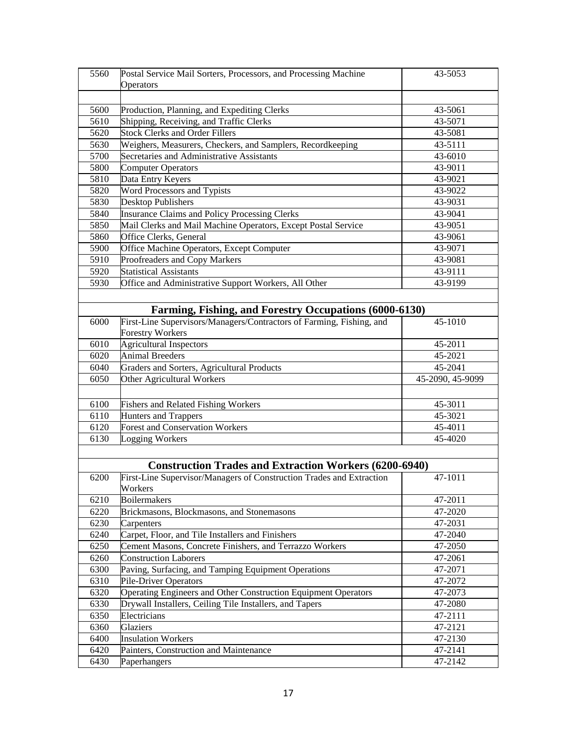| | | |
|---|---|---|
| 5560 | Postal Service Mail Sorters, Processors, and Processing Machine Operators | 43-5053 |
| | | |
| 5600 | Production, Planning, and Expediting Clerks | 43-5061 |
| 5610 | Shipping, Receiving, and Traffic Clerks | 43-5071 |
| 5620 | Stock Clerks and Order Fillers | 43-5081 |
| 5630 | Weighers, Measurers, Checkers, and Samplers, Recordkeeping | 43-5111 |
| 5700 | Secretaries and Administrative Assistants | 43-6010 |
| 5800 | Computer Operators | 43-9011 |
| 5810 | Data Entry Keyers | 43-9021 |
| 5820 | Word Processors and Typists | 43-9022 |
| 5830 | Desktop Publishers | 43-9031 |
| 5840 | Insurance Claims and Policy Processing Clerks | 43-9041 |
| 5850 | Mail Clerks and Mail Machine Operators, Except Postal Service | 43-9051 |
| 5860 | Office Clerks, General | 43-9061 |
| 5900 | Office Machine Operators, Except Computer | 43-9071 |
| 5910 | Proofreaders and Copy Markers | 43-9081 |
| 5920 | Statistical Assistants | 43-9111 |
| 5930 | Office and Administrative Support Workers, All Other | 43-9199 |
| | | |
| | **Farming, Fishing, and Forestry Occupations (6000-6130)** | |
| 6000 | First-Line Supervisors/Managers/Contractors of Farming, Fishing, and Forestry Workers | 45-1010 |
| 6010 | Agricultural Inspectors | 45-2011 |
| 6020 | Animal Breeders | 45-2021 |
| 6040 | Graders and Sorters, Agricultural Products | 45-2041 |
| 6050 | Other Agricultural Workers | 45-2090, 45-9099 |
| | | |
| 6100 | Fishers and Related Fishing Workers | 45-3011 |
| 6110 | Hunters and Trappers | 45-3021 |
| 6120 | Forest and Conservation Workers | 45-4011 |
| 6130 | Logging Workers | 45-4020 |
| | | |
| | **Construction Trades and Extraction Workers (6200-6940)** | |
| 6200 | First-Line Supervisor/Managers of Construction Trades and Extraction Workers | 47-1011 |
| 6210 | Boilermakers | 47-2011 |
| 6220 | Brickmasons, Blockmasons, and Stonemasons | 47-2020 |
| 6230 | Carpenters | 47-2031 |
| 6240 | Carpet, Floor, and Tile Installers and Finishers | 47-2040 |
| 6250 | Cement Masons, Concrete Finishers, and Terrazzo Workers | 47-2050 |
| 6260 | Construction Laborers | 47-2061 |
| 6300 | Paving, Surfacing, and Tamping Equipment Operations | 47-2071 |
| 6310 | Pile-Driver Operators | 47-2072 |
| 6320 | Operating Engineers and Other Construction Equipment Operators | 47-2073 |
| 6330 | Drywall Installers, Ceiling Tile Installers, and Tapers | 47-2080 |
| 6350 | Electricians | 47-2111 |
| 6360 | Glaziers | 47-2121 |
| 6400 | Insulation Workers | 47-2130 |
| 6420 | Painters, Construction and Maintenance | 47-2141 |
| 6430 | Paperhangers | 47-2142 |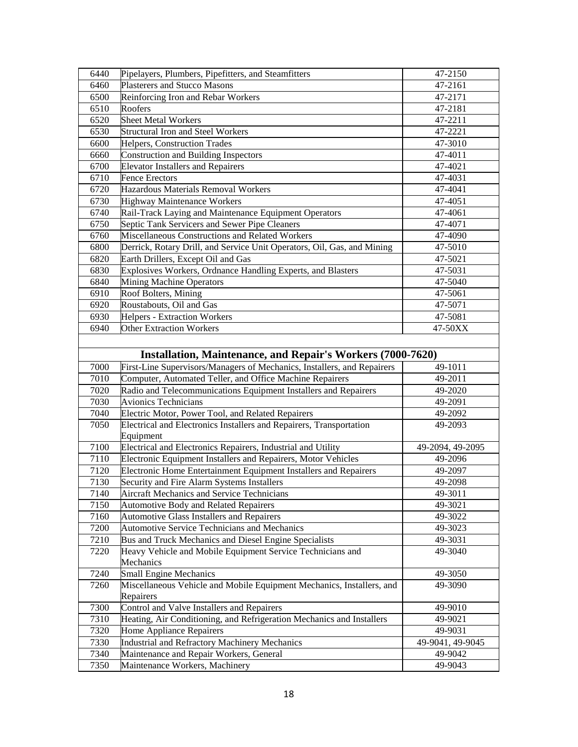| | | |
|---|---|---|
| 6440 | Pipelayers, Plumbers, Pipefitters, and Steamfitters | 47-2150 |
| 6460 | Plasterers and Stucco Masons | 47-2161 |
| 6500 | Reinforcing Iron and Rebar Workers | 47-2171 |
| 6510 | Roofers | 47-2181 |
| 6520 | Sheet Metal Workers | 47-2211 |
| 6530 | Structural Iron and Steel Workers | 47-2221 |
| 6600 | Helpers, Construction Trades | 47-3010 |
| 6660 | Construction and Building Inspectors | 47-4011 |
| 6700 | Elevator Installers and Repairers | 47-4021 |
| 6710 | Fence Erectors | 47-4031 |
| 6720 | Hazardous Materials Removal Workers | 47-4041 |
| 6730 | Highway Maintenance Workers | 47-4051 |
| 6740 | Rail-Track Laying and Maintenance Equipment Operators | 47-4061 |
| 6750 | Septic Tank Servicers and Sewer Pipe Cleaners | 47-4071 |
| 6760 | Miscellaneous Constructions and Related Workers | 47-4090 |
| 6800 | Derrick, Rotary Drill, and Service Unit Operators, Oil, Gas, and Mining | 47-5010 |
| 6820 | Earth Drillers, Except Oil and Gas | 47-5021 |
| 6830 | Explosives Workers, Ordnance Handling Experts, and Blasters | 47-5031 |
| 6840 | Mining Machine Operators | 47-5040 |
| 6910 | Roof Bolters, Mining | 47-5061 |
| 6920 | Roustabouts, Oil and Gas | 47-5071 |
| 6930 | Helpers - Extraction Workers | 47-5081 |
| 6940 | Other Extraction Workers | 47-50XX |
| | | |
| | **Installation, Maintenance, and Repair's Workers (7000-7620)** | |
| 7000 | First-Line Supervisors/Managers of Mechanics, Installers, and Repairers | 49-1011 |
| 7010 | Computer, Automated Teller, and Office Machine Repairers | 49-2011 |
| 7020 | Radio and Telecommunications Equipment Installers and Repairers | 49-2020 |
| 7030 | Avionics Technicians | 49-2091 |
| 7040 | Electric Motor, Power Tool, and Related Repairers | 49-2092 |
| 7050 | Electrical and Electronics Installers and Repairers, Transportation Equipment | 49-2093 |
| 7100 | Electrical and Electronics Repairers, Industrial and Utility | 49-2094, 49-2095 |
| 7110 | Electronic Equipment Installers and Repairers, Motor Vehicles | 49-2096 |
| 7120 | Electronic Home Entertainment Equipment Installers and Repairers | 49-2097 |
| 7130 | Security and Fire Alarm Systems Installers | 49-2098 |
| 7140 | Aircraft Mechanics and Service Technicians | 49-3011 |
| 7150 | Automotive Body and Related Repairers | 49-3021 |
| 7160 | Automotive Glass Installers and Repairers | 49-3022 |
| 7200 | Automotive Service Technicians and Mechanics | 49-3023 |
| 7210 | Bus and Truck Mechanics and Diesel Engine Specialists | 49-3031 |
| 7220 | Heavy Vehicle and Mobile Equipment Service Technicians and Mechanics | 49-3040 |
| 7240 | Small Engine Mechanics | 49-3050 |
| 7260 | Miscellaneous Vehicle and Mobile Equipment Mechanics, Installers, and Repairers | 49-3090 |
| 7300 | Control and Valve Installers and Repairers | 49-9010 |
| 7310 | Heating, Air Conditioning, and Refrigeration Mechanics and Installers | 49-9021 |
| 7320 | Home Appliance Repairers | 49-9031 |
| 7330 | Industrial and Refractory Machinery Mechanics | 49-9041, 49-9045 |
| 7340 | Maintenance and Repair Workers, General | 49-9042 |
| 7350 | Maintenance Workers, Machinery | 49-9043 |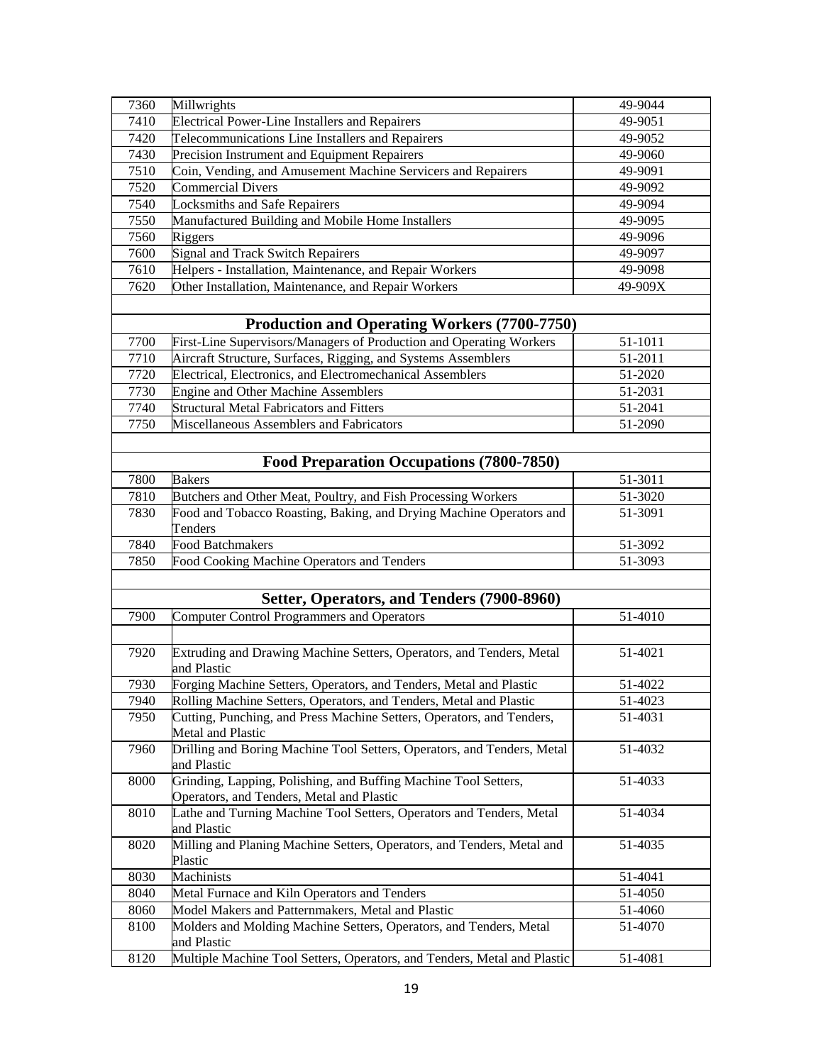| | | |
|---|---|---|
| 7360 | Millwrights | 49-9044 |
| 7410 | Electrical Power-Line Installers and Repairers | 49-9051 |
| 7420 | Telecommunications Line Installers and Repairers | 49-9052 |
| 7430 | Precision Instrument and Equipment Repairers | 49-9060 |
| 7510 | Coin, Vending, and Amusement Machine Servicers and Repairers | 49-9091 |
| 7520 | Commercial Divers | 49-9092 |
| 7540 | Locksmiths and Safe Repairers | 49-9094 |
| 7550 | Manufactured Building and Mobile Home Installers | 49-9095 |
| 7560 | Riggers | 49-9096 |
| 7600 | Signal and Track Switch Repairers | 49-9097 |
| 7610 | Helpers - Installation, Maintenance, and Repair Workers | 49-9098 |
| 7620 | Other Installation, Maintenance, and Repair Workers | 49-909X |
| | | |
| | **Production and Operating Workers (7700-7750)** | |
| 7700 | First-Line Supervisors/Managers of Production and Operating Workers | 51-1011 |
| 7710 | Aircraft Structure, Surfaces, Rigging, and Systems Assemblers | 51-2011 |
| 7720 | Electrical, Electronics, and Electromechanical Assemblers | 51-2020 |
| 7730 | Engine and Other Machine Assemblers | 51-2031 |
| 7740 | Structural Metal Fabricators and Fitters | 51-2041 |
| 7750 | Miscellaneous Assemblers and Fabricators | 51-2090 |
| | | |
| | **Food Preparation Occupations (7800-7850)** | |
| 7800 | Bakers | 51-3011 |
| 7810 | Butchers and Other Meat, Poultry, and Fish Processing Workers | 51-3020 |
| 7830 | Food and Tobacco Roasting, Baking, and Drying Machine Operators and Tenders | 51-3091 |
| 7840 | Food Batchmakers | 51-3092 |
| 7850 | Food Cooking Machine Operators and Tenders | 51-3093 |
| | | |
| | **Setter, Operators, and Tenders (7900-8960)** | |
| 7900 | Computer Control Programmers and Operators | 51-4010 |
| | | |
| 7920 | Extruding and Drawing Machine Setters, Operators, and Tenders, Metal and Plastic | 51-4021 |
| 7930 | Forging Machine Setters, Operators, and Tenders, Metal and Plastic | 51-4022 |
| 7940 | Rolling Machine Setters, Operators, and Tenders, Metal and Plastic | 51-4023 |
| 7950 | Cutting, Punching, and Press Machine Setters, Operators, and Tenders, Metal and Plastic | 51-4031 |
| 7960 | Drilling and Boring Machine Tool Setters, Operators, and Tenders, Metal and Plastic | 51-4032 |
| 8000 | Grinding, Lapping, Polishing, and Buffing Machine Tool Setters, Operators, and Tenders, Metal and Plastic | 51-4033 |
| 8010 | Lathe and Turning Machine Tool Setters, Operators and Tenders, Metal and Plastic | 51-4034 |
| 8020 | Milling and Planing Machine Setters, Operators, and Tenders, Metal and Plastic | 51-4035 |
| 8030 | Machinists | 51-4041 |
| 8040 | Metal Furnace and Kiln Operators and Tenders | 51-4050 |
| 8060 | Model Makers and Patternmakers, Metal and Plastic | 51-4060 |
| 8100 | Molders and Molding Machine Setters, Operators, and Tenders, Metal and Plastic | 51-4070 |
| 8120 | Multiple Machine Tool Setters, Operators, and Tenders, Metal and Plastic | 51-4081 |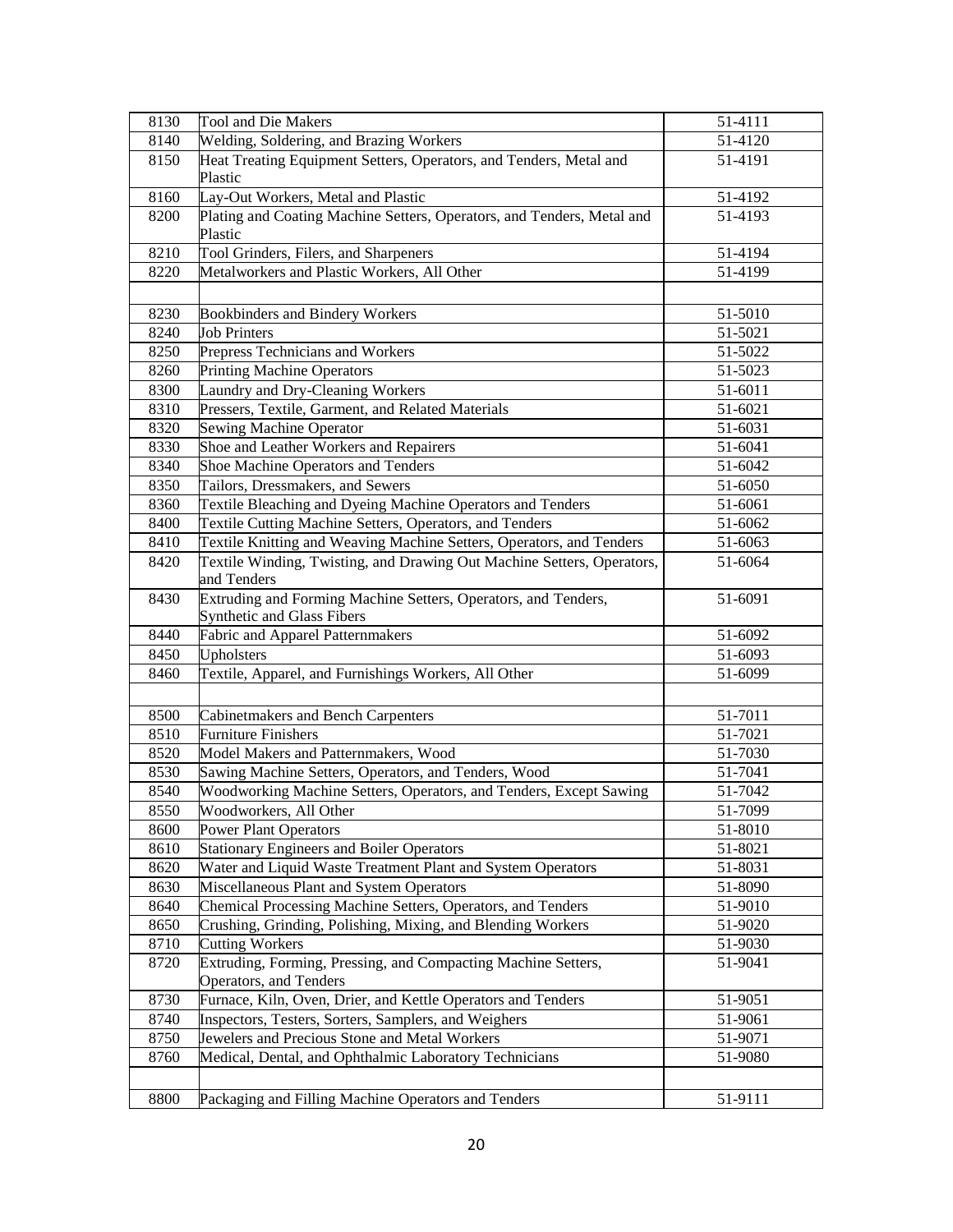| | | |
|---|---|---|
| 8130 | Tool and Die Makers | 51-4111 |
| 8140 | Welding, Soldering, and Brazing Workers | 51-4120 |
| 8150 | Heat Treating Equipment Setters, Operators, and Tenders, Metal and Plastic | 51-4191 |
| 8160 | Lay-Out Workers, Metal and Plastic | 51-4192 |
| 8200 | Plating and Coating Machine Setters, Operators, and Tenders, Metal and Plastic | 51-4193 |
| 8210 | Tool Grinders, Filers, and Sharpeners | 51-4194 |
| 8220 | Metalworkers and Plastic Workers, All Other | 51-4199 |
| | | |
| 8230 | Bookbinders and Bindery Workers | 51-5010 |
| 8240 | Job Printers | 51-5021 |
| 8250 | Prepress Technicians and Workers | 51-5022 |
| 8260 | Printing Machine Operators | 51-5023 |
| 8300 | Laundry and Dry-Cleaning Workers | 51-6011 |
| 8310 | Pressers, Textile, Garment, and Related Materials | 51-6021 |
| 8320 | Sewing Machine Operator | 51-6031 |
| 8330 | Shoe and Leather Workers and Repairers | 51-6041 |
| 8340 | Shoe Machine Operators and Tenders | 51-6042 |
| 8350 | Tailors, Dressmakers, and Sewers | 51-6050 |
| 8360 | Textile Bleaching and Dyeing Machine Operators and Tenders | 51-6061 |
| 8400 | Textile Cutting Machine Setters, Operators, and Tenders | 51-6062 |
| 8410 | Textile Knitting and Weaving Machine Setters, Operators, and Tenders | 51-6063 |
| 8420 | Textile Winding, Twisting, and Drawing Out Machine Setters, Operators, and Tenders | 51-6064 |
| 8430 | Extruding and Forming Machine Setters, Operators, and Tenders, Synthetic and Glass Fibers | 51-6091 |
| 8440 | Fabric and Apparel Patternmakers | 51-6092 |
| 8450 | Upholsters | 51-6093 |
| 8460 | Textile, Apparel, and Furnishings Workers, All Other | 51-6099 |
| | | |
| 8500 | Cabinetmakers and Bench Carpenters | 51-7011 |
| 8510 | Furniture Finishers | 51-7021 |
| 8520 | Model Makers and Patternmakers, Wood | 51-7030 |
| 8530 | Sawing Machine Setters, Operators, and Tenders, Wood | 51-7041 |
| 8540 | Woodworking Machine Setters, Operators, and Tenders, Except Sawing | 51-7042 |
| 8550 | Woodworkers, All Other | 51-7099 |
| 8600 | Power Plant Operators | 51-8010 |
| 8610 | Stationary Engineers and Boiler Operators | 51-8021 |
| 8620 | Water and Liquid Waste Treatment Plant and System Operators | 51-8031 |
| 8630 | Miscellaneous Plant and System Operators | 51-8090 |
| 8640 | Chemical Processing Machine Setters, Operators, and Tenders | 51-9010 |
| 8650 | Crushing, Grinding, Polishing, Mixing, and Blending Workers | 51-9020 |
| 8710 | Cutting Workers | 51-9030 |
| 8720 | Extruding, Forming, Pressing, and Compacting Machine Setters, Operators, and Tenders | 51-9041 |
| 8730 | Furnace, Kiln, Oven, Drier, and Kettle Operators and Tenders | 51-9051 |
| 8740 | Inspectors, Testers, Sorters, Samplers, and Weighers | 51-9061 |
| 8750 | Jewelers and Precious Stone and Metal Workers | 51-9071 |
| 8760 | Medical, Dental, and Ophthalmic Laboratory Technicians | 51-9080 |
| | | |
| 8800 | Packaging and Filling Machine Operators and Tenders | 51-9111 |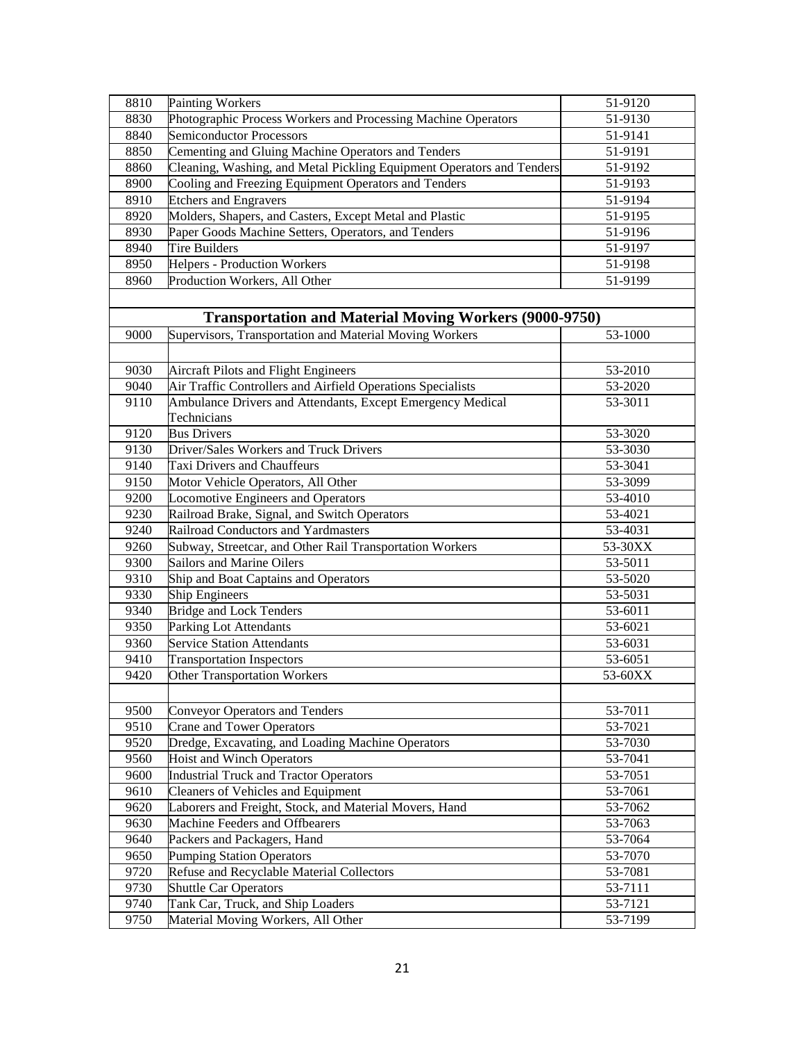| | | |
|---|---|---|
| 8810 | Painting Workers | 51-9120 |
| 8830 | Photographic Process Workers and Processing Machine Operators | 51-9130 |
| 8840 | Semiconductor Processors | 51-9141 |
| 8850 | Cementing and Gluing Machine Operators and Tenders | 51-9191 |
| 8860 | Cleaning, Washing, and Metal Pickling Equipment Operators and Tenders | 51-9192 |
| 8900 | Cooling and Freezing Equipment Operators and Tenders | 51-9193 |
| 8910 | Etchers and Engravers | 51-9194 |
| 8920 | Molders, Shapers, and Casters, Except Metal and Plastic | 51-9195 |
| 8930 | Paper Goods Machine Setters, Operators, and Tenders | 51-9196 |
| 8940 | Tire Builders | 51-9197 |
| 8950 | Helpers - Production Workers | 51-9198 |
| 8960 | Production Workers, All Other | 51-9199 |
| | | |
| | **Transportation and Material Moving Workers (9000-9750)** | |
| 9000 | Supervisors, Transportation and Material Moving Workers | 53-1000 |
| | | |
| 9030 | Aircraft Pilots and Flight Engineers | 53-2010 |
| 9040 | Air Traffic Controllers and Airfield Operations Specialists | 53-2020 |
| 9110 | Ambulance Drivers and Attendants, Except Emergency Medical Technicians | 53-3011 |
| 9120 | Bus Drivers | 53-3020 |
| 9130 | Driver/Sales Workers and Truck Drivers | 53-3030 |
| 9140 | Taxi Drivers and Chauffeurs | 53-3041 |
| 9150 | Motor Vehicle Operators, All Other | 53-3099 |
| 9200 | Locomotive Engineers and Operators | 53-4010 |
| 9230 | Railroad Brake, Signal, and Switch Operators | 53-4021 |
| 9240 | Railroad Conductors and Yardmasters | 53-4031 |
| 9260 | Subway, Streetcar, and Other Rail Transportation Workers | 53-30XX |
| 9300 | Sailors and Marine Oilers | 53-5011 |
| 9310 | Ship and Boat Captains and Operators | 53-5020 |
| 9330 | Ship Engineers | 53-5031 |
| 9340 | Bridge and Lock Tenders | 53-6011 |
| 9350 | Parking Lot Attendants | 53-6021 |
| 9360 | Service Station Attendants | 53-6031 |
| 9410 | Transportation Inspectors | 53-6051 |
| 9420 | Other Transportation Workers | 53-60XX |
| | | |
| 9500 | Conveyor Operators and Tenders | 53-7011 |
| 9510 | Crane and Tower Operators | 53-7021 |
| 9520 | Dredge, Excavating, and Loading Machine Operators | 53-7030 |
| 9560 | Hoist and Winch Operators | 53-7041 |
| 9600 | Industrial Truck and Tractor Operators | 53-7051 |
| 9610 | Cleaners of Vehicles and Equipment | 53-7061 |
| 9620 | Laborers and Freight, Stock, and Material Movers, Hand | 53-7062 |
| 9630 | Machine Feeders and Offbearers | 53-7063 |
| 9640 | Packers and Packagers, Hand | 53-7064 |
| 9650 | Pumping Station Operators | 53-7070 |
| 9720 | Refuse and Recyclable Material Collectors | 53-7081 |
| 9730 | Shuttle Car Operators | 53-7111 |
| 9740 | Tank Car, Truck, and Ship Loaders | 53-7121 |
| 9750 | Material Moving Workers, All Other | 53-7199 |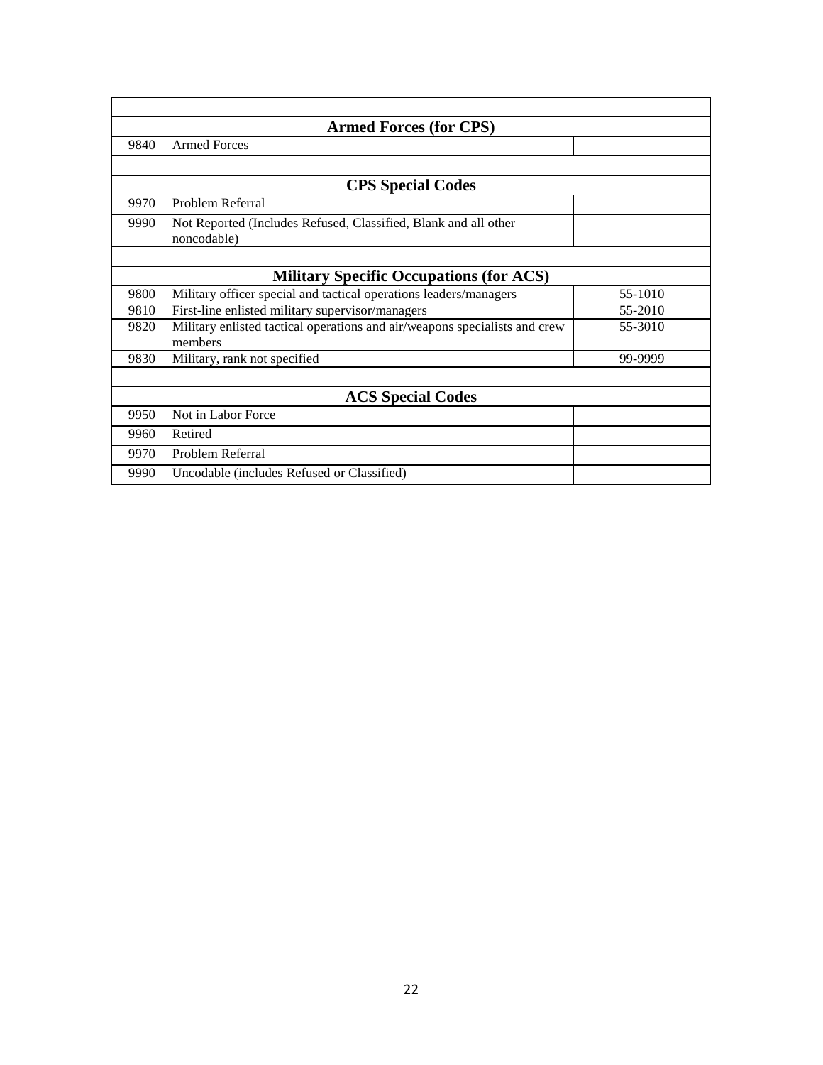| | | |
|---|---|---|
| | **Armed Forces (for CPS)** | |
| 9840 | Armed Forces | |
| | | |
| | **CPS Special Codes** | |
| 9970 | Problem Referral | |
| 9990 | Not Reported (Includes Refused, Classified, Blank and all other noncodable) | |
| | | |
| | **Military Specific Occupations (for ACS)** | |
| 9800 | Military officer special and tactical operations leaders/managers | 55-1010 |
| 9810 | First-line enlisted military supervisor/managers | 55-2010 |
| 9820 | Military enlisted tactical operations and air/weapons specialists and crew members | 55-3010 |
| 9830 | Military, rank not specified | 99-9999 |
| | | |
| | **ACS Special Codes** | |
| 9950 | Not in Labor Force | |
| 9960 | Retired | |
| 9970 | Problem Referral | |
| 9990 | Uncodable (includes Refused or Classified) | |